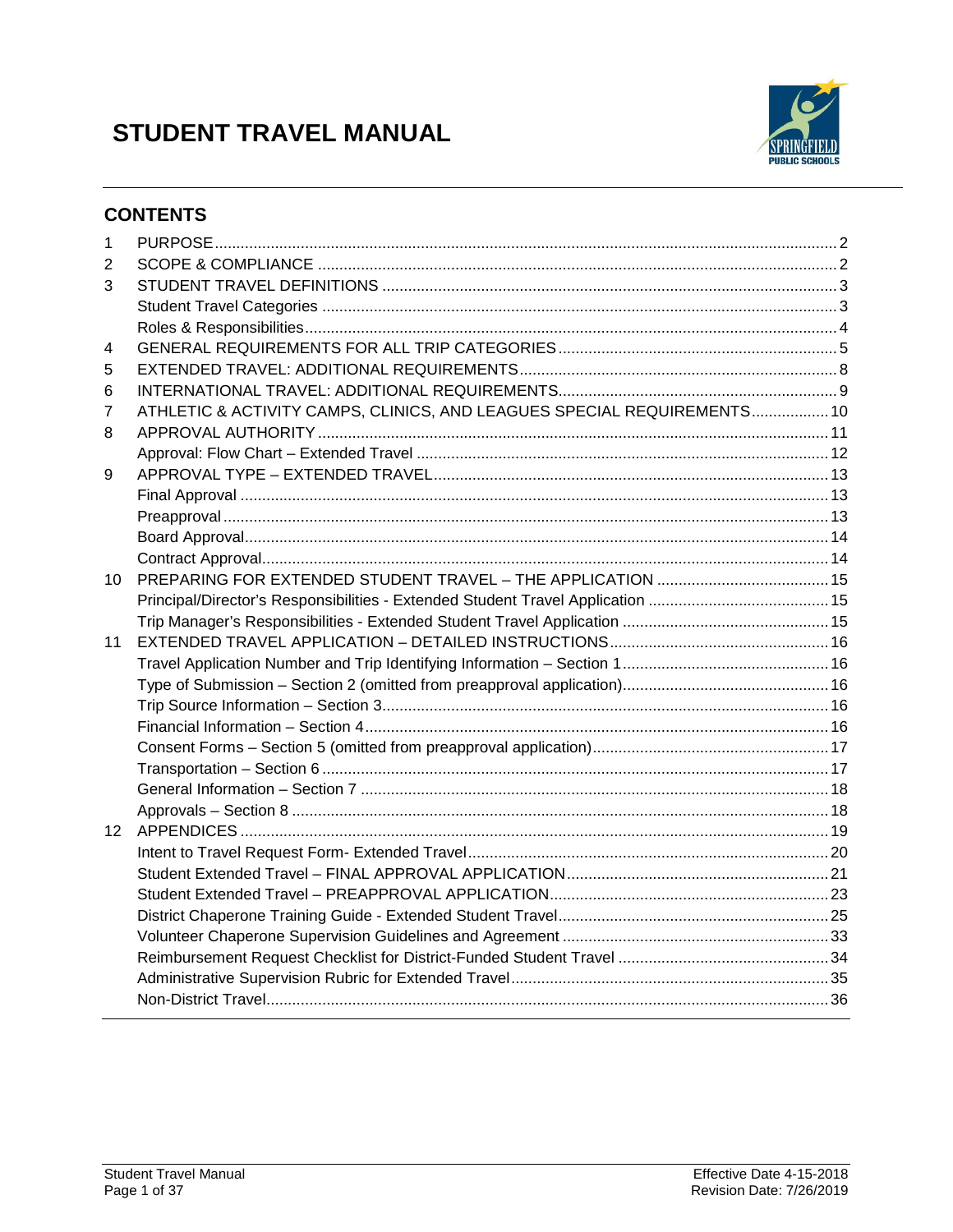# STUDENT TRAVEL MANUAL

## CONTENTS

| | | |
|---|---|---|
| 1 | PURPOSE | 2 |
| 2 | SCOPE & COMPLIANCE | 2 |
| 3 | STUDENT TRAVEL DEFINITIONS | 3 |
| | Student Travel Categories | 3 |
| | Roles & Responsibilities | 4 |
| 4 | GENERAL REQUIREMENTS FOR ALL TRIP CATEGORIES | 5 |
| 5 | EXTENDED TRAVEL: ADDITIONAL REQUIREMENTS | 8 |
| 6 | INTERNATIONAL TRAVEL: ADDITIONAL REQUIREMENTS | 9 |
| 7 | ATHLETIC & ACTIVITY CAMPS, CLINICS, AND LEAGUES SPECIAL REQUIREMENTS | 10 |
| 8 | APPROVAL AUTHORITY | 11 |
| | Approval: Flow Chart – Extended Travel | 12 |
| 9 | APPROVAL TYPE – EXTENDED TRAVEL | 13 |
| | Final Approval | 13 |
| | Preapproval | 13 |
| | Board Approval | 14 |
| | Contract Approval | 14 |
| 10 | PREPARING FOR EXTENDED STUDENT TRAVEL – THE APPLICATION | 15 |
| | Principal/Director's Responsibilities - Extended Student Travel Application | 15 |
| | Trip Manager's Responsibilities - Extended Student Travel Application | 15 |
| 11 | EXTENDED TRAVEL APPLICATION – DETAILED INSTRUCTIONS | 16 |
| | Travel Application Number and Trip Identifying Information – Section 1 | 16 |
| | Type of Submission – Section 2 (omitted from preapproval application) | 16 |
| | Trip Source Information – Section 3 | 16 |
| | Financial Information – Section 4 | 16 |
| | Consent Forms – Section 5 (omitted from preapproval application) | 17 |
| | Transportation – Section 6 | 17 |
| | General Information – Section 7 | 18 |
| | Approvals – Section 8 | 18 |
| 12 | APPENDICES | 19 |
| | Intent to Travel Request Form- Extended Travel | 20 |
| | Student Extended Travel – FINAL APPROVAL APPLICATION | 21 |
| | Student Extended Travel – PREAPPROVAL APPLICATION | 23 |
| | District Chaperone Training Guide - Extended Student Travel | 25 |
| | Volunteer Chaperone Supervision Guidelines and Agreement | 33 |
| | Reimbursement Request Checklist for District-Funded Student Travel | 34 |
| | Administrative Supervision Rubric for Extended Travel | 35 |
| | Non-District Travel | 36 |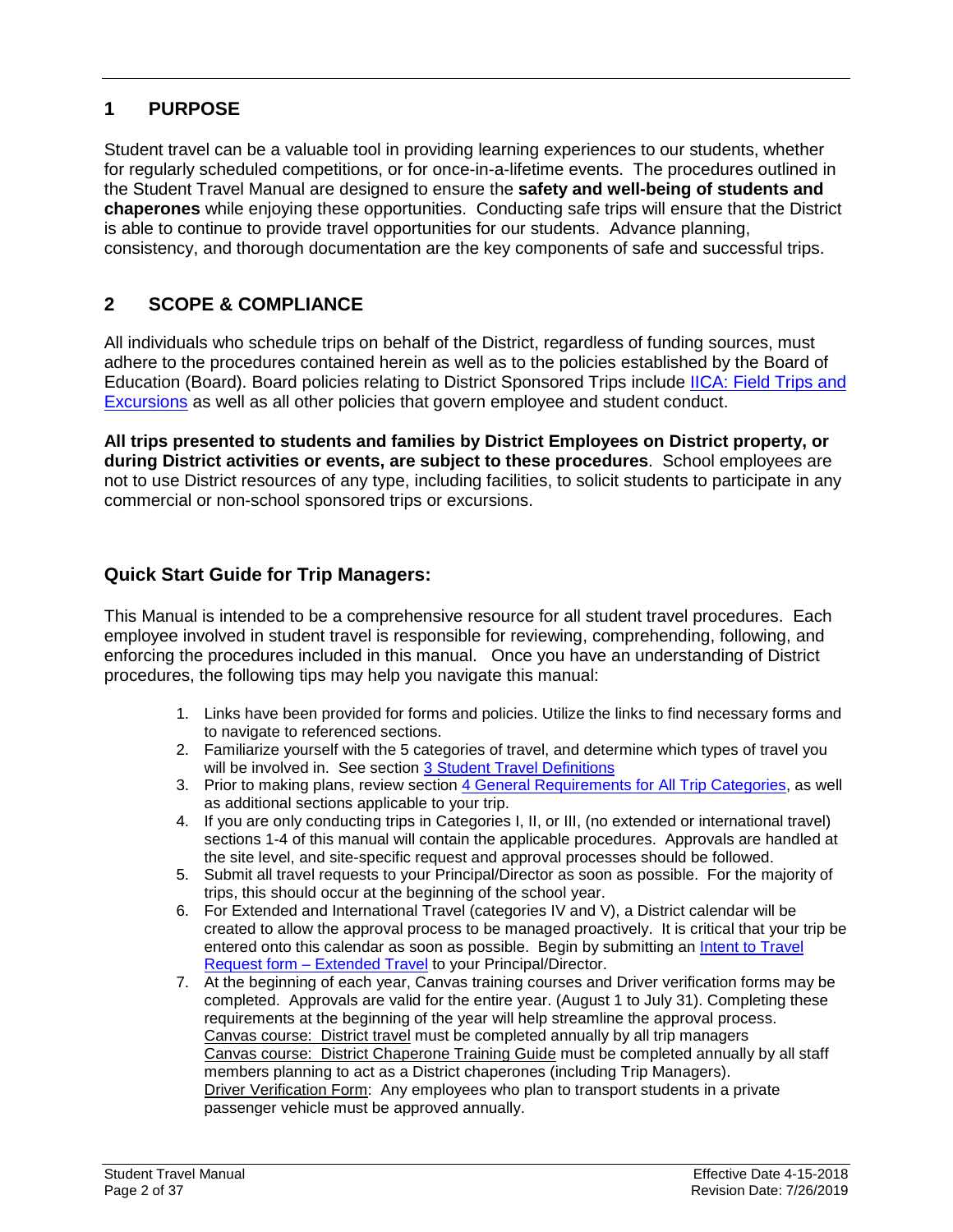## 1 PURPOSE

Student travel can be a valuable tool in providing learning experiences to our students, whether for regularly scheduled competitions, or for once-in-a-lifetime events. The procedures outlined in the Student Travel Manual are designed to ensure the **safety and well-being of students and chaperones** while enjoying these opportunities. Conducting safe trips will ensure that the District is able to continue to provide travel opportunities for our students. Advance planning, consistency, and thorough documentation are the key components of safe and successful trips.

## 2 SCOPE & COMPLIANCE

All individuals who schedule trips on behalf of the District, regardless of funding sources, must adhere to the procedures contained herein as well as to the policies established by the Board of Education (Board). Board policies relating to District Sponsored Trips include IICA: Field Trips and Excursions as well as all other policies that govern employee and student conduct.

**All trips presented to students and families by District Employees on District property, or during District activities or events, are subject to these procedures**. School employees are not to use District resources of any type, including facilities, to solicit students to participate in any commercial or non-school sponsored trips or excursions.

### Quick Start Guide for Trip Managers:

This Manual is intended to be a comprehensive resource for all student travel procedures. Each employee involved in student travel is responsible for reviewing, comprehending, following, and enforcing the procedures included in this manual. Once you have an understanding of District procedures, the following tips may help you navigate this manual:

1. Links have been provided for forms and policies. Utilize the links to find necessary forms and to navigate to referenced sections.
2. Familiarize yourself with the 5 categories of travel, and determine which types of travel you will be involved in. See section 3 Student Travel Definitions
3. Prior to making plans, review section 4 General Requirements for All Trip Categories, as well as additional sections applicable to your trip.
4. If you are only conducting trips in Categories I, II, or III, (no extended or international travel) sections 1-4 of this manual will contain the applicable procedures. Approvals are handled at the site level, and site-specific request and approval processes should be followed.
5. Submit all travel requests to your Principal/Director as soon as possible. For the majority of trips, this should occur at the beginning of the school year.
6. For Extended and International Travel (categories IV and V), a District calendar will be created to allow the approval process to be managed proactively. It is critical that your trip be entered onto this calendar as soon as possible. Begin by submitting an Intent to Travel Request form – Extended Travel to your Principal/Director.
7. At the beginning of each year, Canvas training courses and Driver verification forms may be completed. Approvals are valid for the entire year. (August 1 to July 31). Completing these requirements at the beginning of the year will help streamline the approval process.
   Canvas course: District travel must be completed annually by all trip managers
   Canvas course: District Chaperone Training Guide must be completed annually by all staff members planning to act as a District chaperones (including Trip Managers).
   Driver Verification Form: Any employees who plan to transport students in a private passenger vehicle must be approved annually.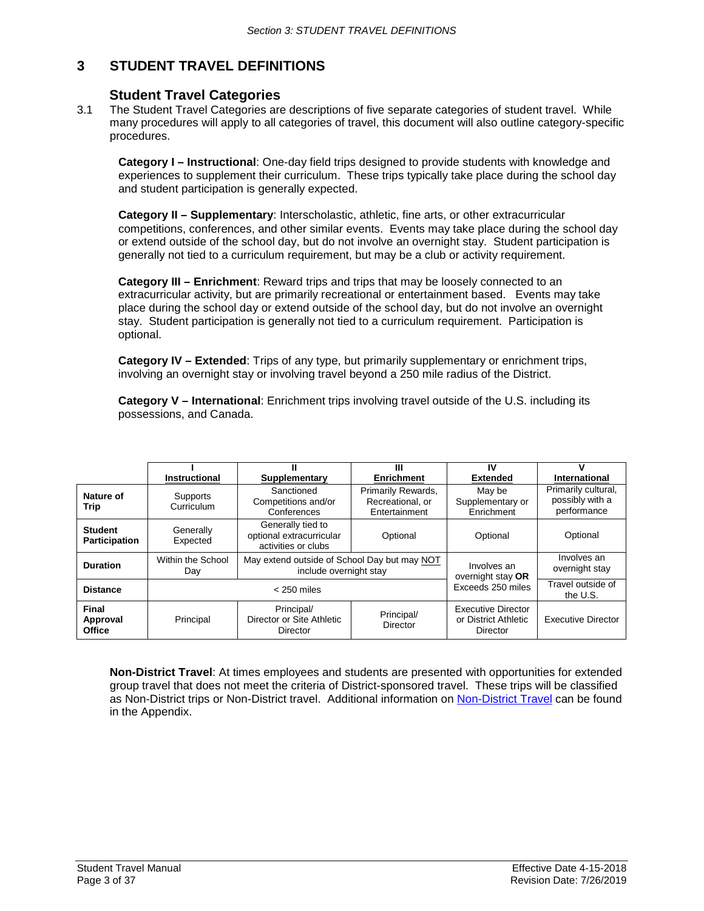# 3 STUDENT TRAVEL DEFINITIONS

## Student Travel Categories

3.1 The Student Travel Categories are descriptions of five separate categories of student travel. While many procedures will apply to all categories of travel, this document will also outline category-specific procedures.

**Category I – Instructional**: One-day field trips designed to provide students with knowledge and experiences to supplement their curriculum. These trips typically take place during the school day and student participation is generally expected.

**Category II – Supplementary**: Interscholastic, athletic, fine arts, or other extracurricular competitions, conferences, and other similar events. Events may take place during the school day or extend outside of the school day, but do not involve an overnight stay. Student participation is generally not tied to a curriculum requirement, but may be a club or activity requirement.

**Category III – Enrichment**: Reward trips and trips that may be loosely connected to an extracurricular activity, but are primarily recreational or entertainment based. Events may take place during the school day or extend outside of the school day, but do not involve an overnight stay. Student participation is generally not tied to a curriculum requirement. Participation is optional.

**Category IV – Extended**: Trips of any type, but primarily supplementary or enrichment trips, involving an overnight stay or involving travel beyond a 250 mile radius of the District.

**Category V – International**: Enrichment trips involving travel outside of the U.S. including its possessions, and Canada.

| | I Instructional | II Supplementary | III Enrichment | IV Extended | V International |
|---|---|---|---|---|---|
| **Nature of Trip** | Supports Curriculum | Sanctioned Competitions and/or Conferences | Primarily Rewards, Recreational, or Entertainment | May be Supplementary or Enrichment | Primarily cultural, possibly with a performance |
| **Student Participation** | Generally Expected | Generally tied to optional extracurricular activities or clubs | Optional | Optional | Optional |
| **Duration** | Within the School Day | May extend outside of School Day but may NOT include overnight stay | | Involves an overnight stay **OR** Exceeds 250 miles | Involves an overnight stay |
| **Distance** | < 250 miles | | | | Travel outside of the U.S. |
| **Final Approval Office** | Principal | Principal/ Director or Site Athletic Director | Principal/ Director | Executive Director or District Athletic Director | Executive Director |

**Non-District Travel**: At times employees and students are presented with opportunities for extended group travel that does not meet the criteria of District-sponsored travel. These trips will be classified as Non-District trips or Non-District travel. Additional information on Non-District Travel can be found in the Appendix.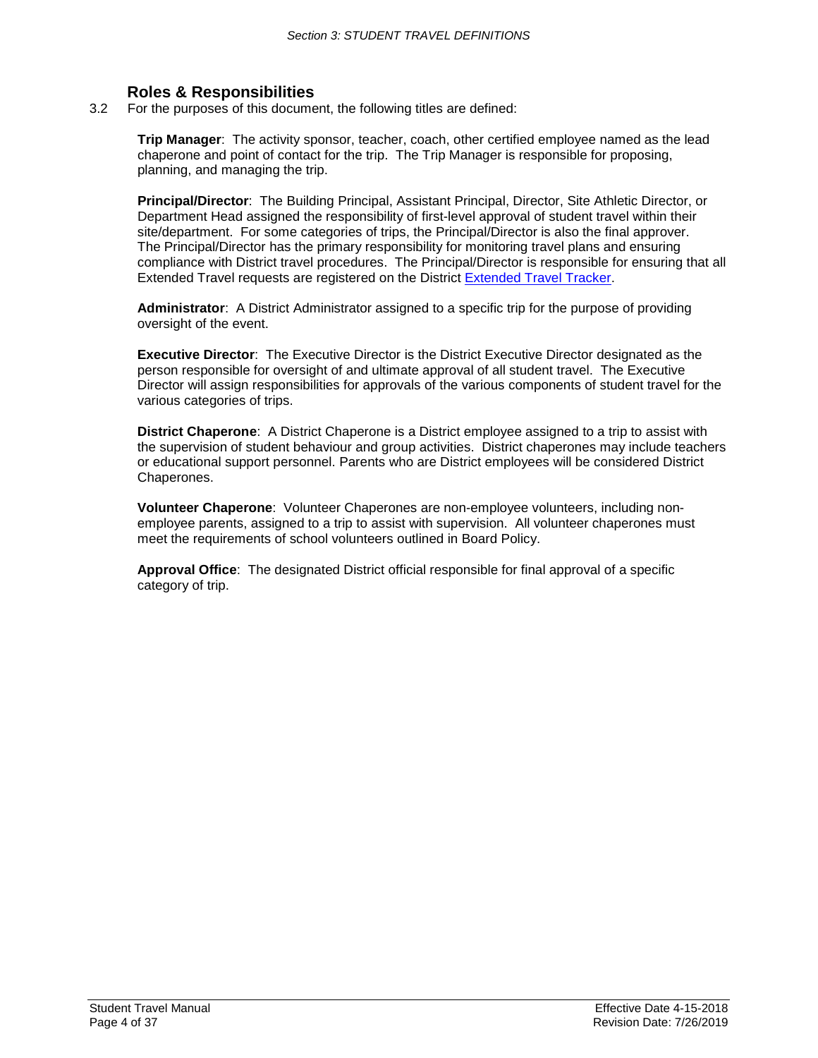## Roles & Responsibilities

3.2 For the purposes of this document, the following titles are defined:

**Trip Manager**: The activity sponsor, teacher, coach, other certified employee named as the lead chaperone and point of contact for the trip. The Trip Manager is responsible for proposing, planning, and managing the trip.

**Principal/Director**: The Building Principal, Assistant Principal, Director, Site Athletic Director, or Department Head assigned the responsibility of first-level approval of student travel within their site/department. For some categories of trips, the Principal/Director is also the final approver. The Principal/Director has the primary responsibility for monitoring travel plans and ensuring compliance with District travel procedures. The Principal/Director is responsible for ensuring that all Extended Travel requests are registered on the District Extended Travel Tracker.

**Administrator**: A District Administrator assigned to a specific trip for the purpose of providing oversight of the event.

**Executive Director**: The Executive Director is the District Executive Director designated as the person responsible for oversight of and ultimate approval of all student travel. The Executive Director will assign responsibilities for approvals of the various components of student travel for the various categories of trips.

**District Chaperone**: A District Chaperone is a District employee assigned to a trip to assist with the supervision of student behaviour and group activities. District chaperones may include teachers or educational support personnel. Parents who are District employees will be considered District Chaperones.

**Volunteer Chaperone**: Volunteer Chaperones are non-employee volunteers, including non-employee parents, assigned to a trip to assist with supervision. All volunteer chaperones must meet the requirements of school volunteers outlined in Board Policy.

**Approval Office**: The designated District official responsible for final approval of a specific category of trip.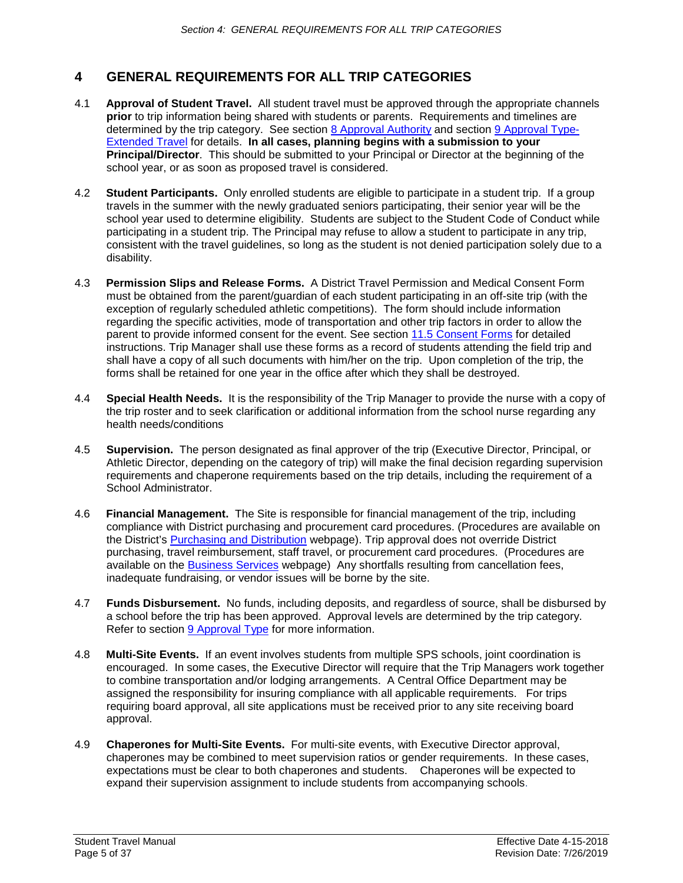# 4 GENERAL REQUIREMENTS FOR ALL TRIP CATEGORIES

4.1 **Approval of Student Travel.** All student travel must be approved through the appropriate channels **prior** to trip information being shared with students or parents. Requirements and timelines are determined by the trip category. See section 8 Approval Authority and section 9 Approval Type-Extended Travel for details. **In all cases, planning begins with a submission to your Principal/Director**. This should be submitted to your Principal or Director at the beginning of the school year, or as soon as proposed travel is considered.

4.2 **Student Participants.** Only enrolled students are eligible to participate in a student trip. If a group travels in the summer with the newly graduated seniors participating, their senior year will be the school year used to determine eligibility. Students are subject to the Student Code of Conduct while participating in a student trip. The Principal may refuse to allow a student to participate in any trip, consistent with the travel guidelines, so long as the student is not denied participation solely due to a disability.

4.3 **Permission Slips and Release Forms.** A District Travel Permission and Medical Consent Form must be obtained from the parent/guardian of each student participating in an off-site trip (with the exception of regularly scheduled athletic competitions). The form should include information regarding the specific activities, mode of transportation and other trip factors in order to allow the parent to provide informed consent for the event. See section 11.5 Consent Forms for detailed instructions. Trip Manager shall use these forms as a record of students attending the field trip and shall have a copy of all such documents with him/her on the trip. Upon completion of the trip, the forms shall be retained for one year in the office after which they shall be destroyed.

4.4 **Special Health Needs.** It is the responsibility of the Trip Manager to provide the nurse with a copy of the trip roster and to seek clarification or additional information from the school nurse regarding any health needs/conditions

4.5 **Supervision.** The person designated as final approver of the trip (Executive Director, Principal, or Athletic Director, depending on the category of trip) will make the final decision regarding supervision requirements and chaperone requirements based on the trip details, including the requirement of a School Administrator.

4.6 **Financial Management.** The Site is responsible for financial management of the trip, including compliance with District purchasing and procurement card procedures. (Procedures are available on the District's Purchasing and Distribution webpage). Trip approval does not override District purchasing, travel reimbursement, staff travel, or procurement card procedures. (Procedures are available on the Business Services webpage) Any shortfalls resulting from cancellation fees, inadequate fundraising, or vendor issues will be borne by the site.

4.7 **Funds Disbursement.** No funds, including deposits, and regardless of source, shall be disbursed by a school before the trip has been approved. Approval levels are determined by the trip category. Refer to section 9 Approval Type for more information.

4.8 **Multi-Site Events.** If an event involves students from multiple SPS schools, joint coordination is encouraged. In some cases, the Executive Director will require that the Trip Managers work together to combine transportation and/or lodging arrangements. A Central Office Department may be assigned the responsibility for insuring compliance with all applicable requirements. For trips requiring board approval, all site applications must be received prior to any site receiving board approval.

4.9 **Chaperones for Multi-Site Events.** For multi-site events, with Executive Director approval, chaperones may be combined to meet supervision ratios or gender requirements. In these cases, expectations must be clear to both chaperones and students. Chaperones will be expected to expand their supervision assignment to include students from accompanying schools.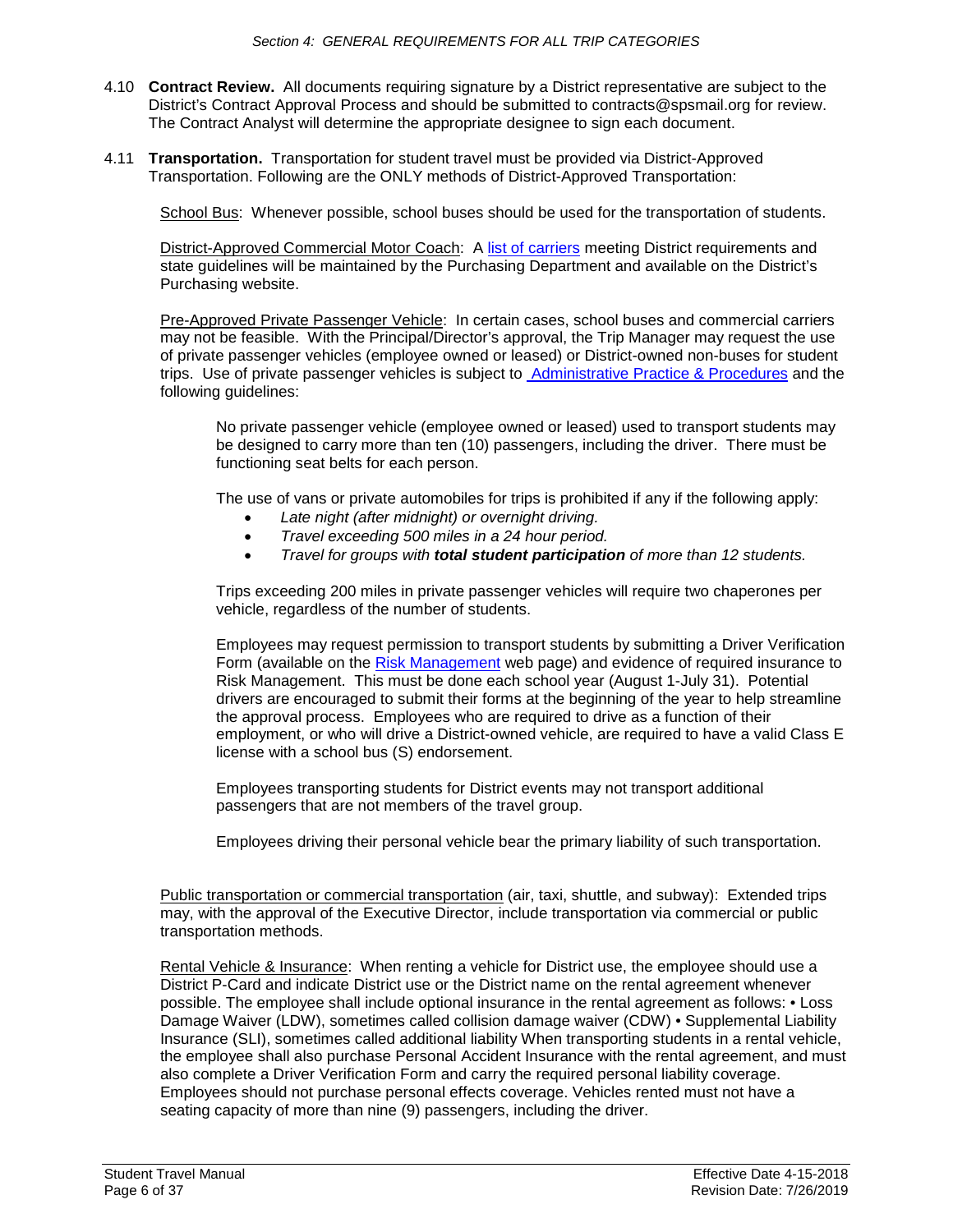4.10 **Contract Review.** All documents requiring signature by a District representative are subject to the District's Contract Approval Process and should be submitted to contracts@spsmail.org for review. The Contract Analyst will determine the appropriate designee to sign each document.

4.11 **Transportation.** Transportation for student travel must be provided via District-Approved Transportation. Following are the ONLY methods of District-Approved Transportation:

School Bus: Whenever possible, school buses should be used for the transportation of students.

District-Approved Commercial Motor Coach: A list of carriers meeting District requirements and state guidelines will be maintained by the Purchasing Department and available on the District's Purchasing website.

Pre-Approved Private Passenger Vehicle: In certain cases, school buses and commercial carriers may not be feasible. With the Principal/Director's approval, the Trip Manager may request the use of private passenger vehicles (employee owned or leased) or District-owned non-buses for student trips. Use of private passenger vehicles is subject to Administrative Practice & Procedures and the following guidelines:

No private passenger vehicle (employee owned or leased) used to transport students may be designed to carry more than ten (10) passengers, including the driver. There must be functioning seat belts for each person.

The use of vans or private automobiles for trips is prohibited if any if the following apply:

- *Late night (after midnight) or overnight driving.*
- *Travel exceeding 500 miles in a 24 hour period.*
- *Travel for groups with **total student participation** of more than 12 students.*

Trips exceeding 200 miles in private passenger vehicles will require two chaperones per vehicle, regardless of the number of students.

Employees may request permission to transport students by submitting a Driver Verification Form (available on the Risk Management web page) and evidence of required insurance to Risk Management. This must be done each school year (August 1-July 31). Potential drivers are encouraged to submit their forms at the beginning of the year to help streamline the approval process. Employees who are required to drive as a function of their employment, or who will drive a District-owned vehicle, are required to have a valid Class E license with a school bus (S) endorsement.

Employees transporting students for District events may not transport additional passengers that are not members of the travel group.

Employees driving their personal vehicle bear the primary liability of such transportation.

Public transportation or commercial transportation (air, taxi, shuttle, and subway): Extended trips may, with the approval of the Executive Director, include transportation via commercial or public transportation methods.

Rental Vehicle & Insurance: When renting a vehicle for District use, the employee should use a District P-Card and indicate District use or the District name on the rental agreement whenever possible. The employee shall include optional insurance in the rental agreement as follows: • Loss Damage Waiver (LDW), sometimes called collision damage waiver (CDW) • Supplemental Liability Insurance (SLI), sometimes called additional liability When transporting students in a rental vehicle, the employee shall also purchase Personal Accident Insurance with the rental agreement, and must also complete a Driver Verification Form and carry the required personal liability coverage. Employees should not purchase personal effects coverage. Vehicles rented must not have a seating capacity of more than nine (9) passengers, including the driver.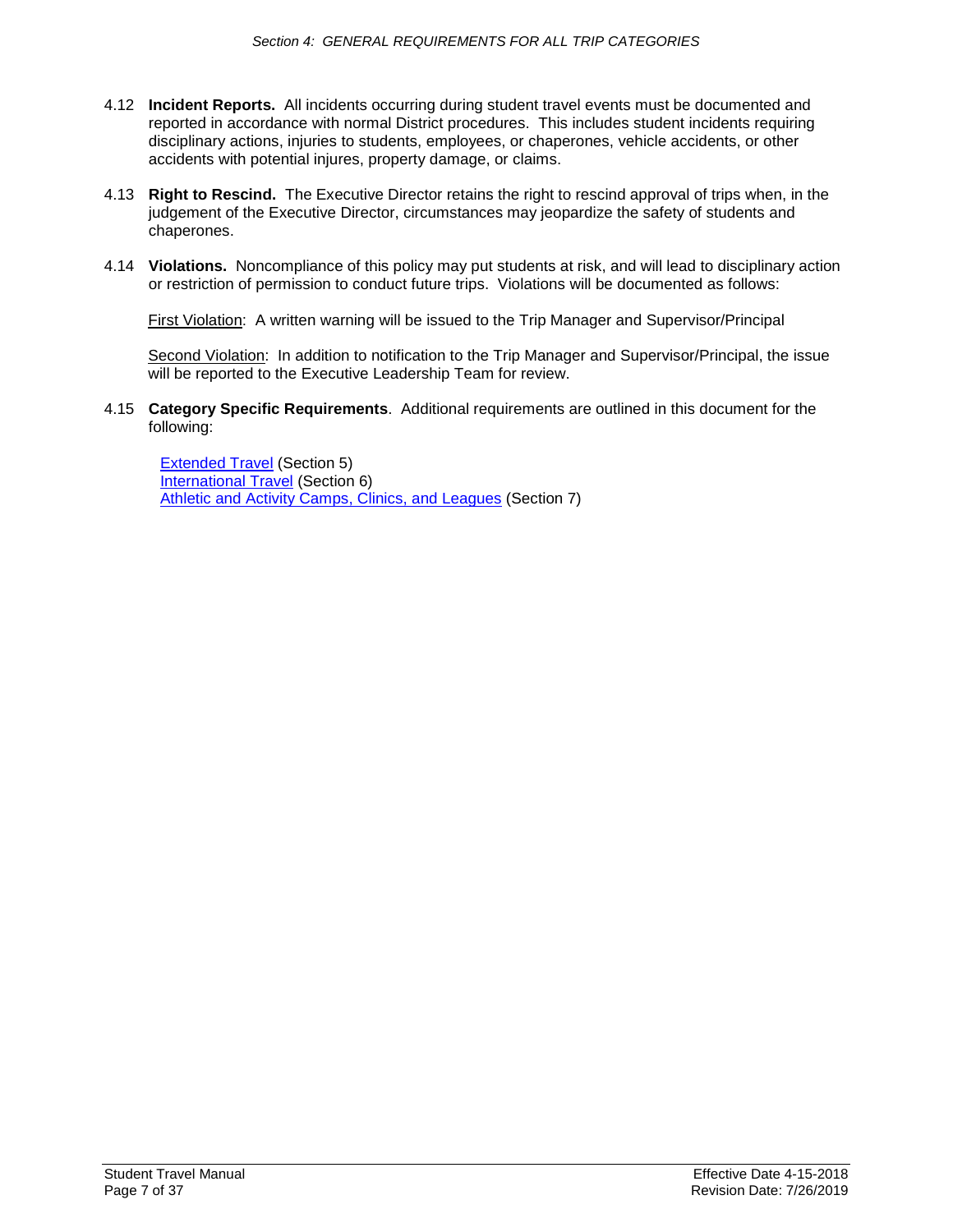4.12 **Incident Reports.** All incidents occurring during student travel events must be documented and reported in accordance with normal District procedures. This includes student incidents requiring disciplinary actions, injuries to students, employees, or chaperones, vehicle accidents, or other accidents with potential injures, property damage, or claims.

4.13 **Right to Rescind.** The Executive Director retains the right to rescind approval of trips when, in the judgement of the Executive Director, circumstances may jeopardize the safety of students and chaperones.

4.14 **Violations.** Noncompliance of this policy may put students at risk, and will lead to disciplinary action or restriction of permission to conduct future trips. Violations will be documented as follows:

First Violation: A written warning will be issued to the Trip Manager and Supervisor/Principal

Second Violation: In addition to notification to the Trip Manager and Supervisor/Principal, the issue will be reported to the Executive Leadership Team for review.

4.15 **Category Specific Requirements**. Additional requirements are outlined in this document for the following:

Extended Travel (Section 5)
International Travel (Section 6)
Athletic and Activity Camps, Clinics, and Leagues (Section 7)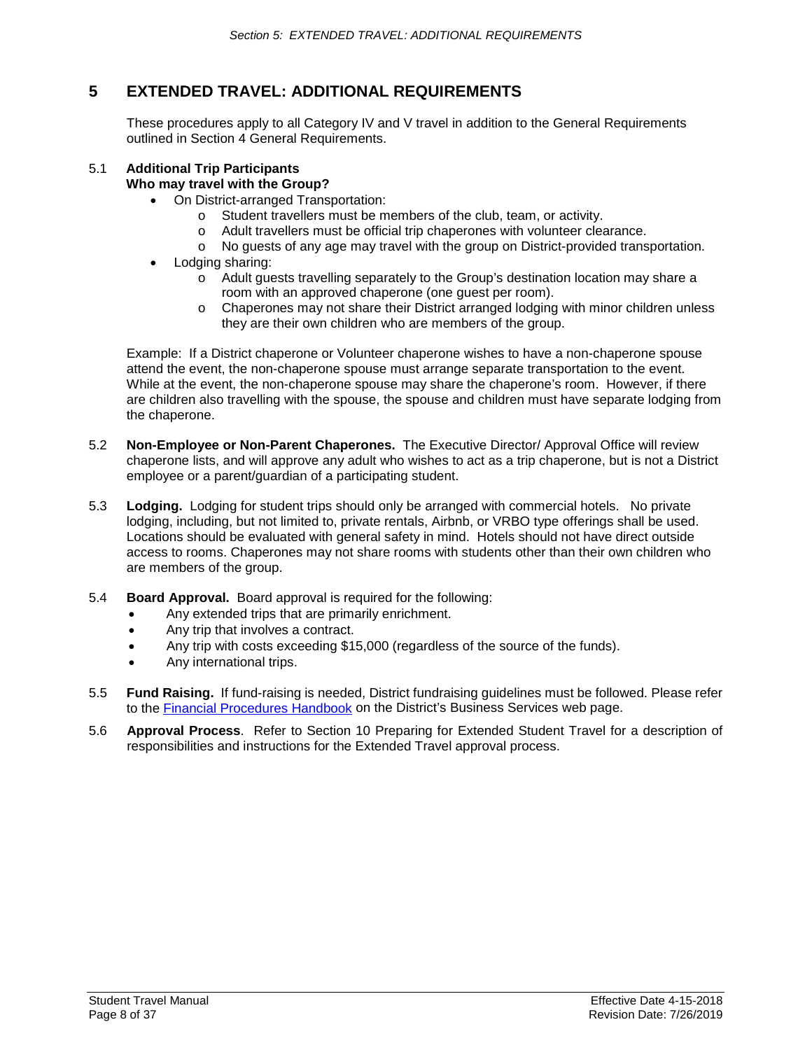# 5 EXTENDED TRAVEL: ADDITIONAL REQUIREMENTS

These procedures apply to all Category IV and V travel in addition to the General Requirements outlined in Section 4 General Requirements.

5.1 **Additional Trip Participants**
**Who may travel with the Group?**

- On District-arranged Transportation:
  - Student travellers must be members of the club, team, or activity.
  - Adult travellers must be official trip chaperones with volunteer clearance.
  - No guests of any age may travel with the group on District-provided transportation.
- Lodging sharing:
  - Adult guests travelling separately to the Group's destination location may share a room with an approved chaperone (one guest per room).
  - Chaperones may not share their District arranged lodging with minor children unless they are their own children who are members of the group.

Example: If a District chaperone or Volunteer chaperone wishes to have a non-chaperone spouse attend the event, the non-chaperone spouse must arrange separate transportation to the event. While at the event, the non-chaperone spouse may share the chaperone's room. However, if there are children also travelling with the spouse, the spouse and children must have separate lodging from the chaperone.

5.2 **Non-Employee or Non-Parent Chaperones.** The Executive Director/ Approval Office will review chaperone lists, and will approve any adult who wishes to act as a trip chaperone, but is not a District employee or a parent/guardian of a participating student.

5.3 **Lodging.** Lodging for student trips should only be arranged with commercial hotels. No private lodging, including, but not limited to, private rentals, Airbnb, or VRBO type offerings shall be used. Locations should be evaluated with general safety in mind. Hotels should not have direct outside access to rooms. Chaperones may not share rooms with students other than their own children who are members of the group.

5.4 **Board Approval.** Board approval is required for the following:

- Any extended trips that are primarily enrichment.
- Any trip that involves a contract.
- Any trip with costs exceeding $15,000 (regardless of the source of the funds).
- Any international trips.

5.5 **Fund Raising.** If fund-raising is needed, District fundraising guidelines must be followed. Please refer to the Financial Procedures Handbook on the District's Business Services web page.

5.6 **Approval Process**. Refer to Section 10 Preparing for Extended Student Travel for a description of responsibilities and instructions for the Extended Travel approval process.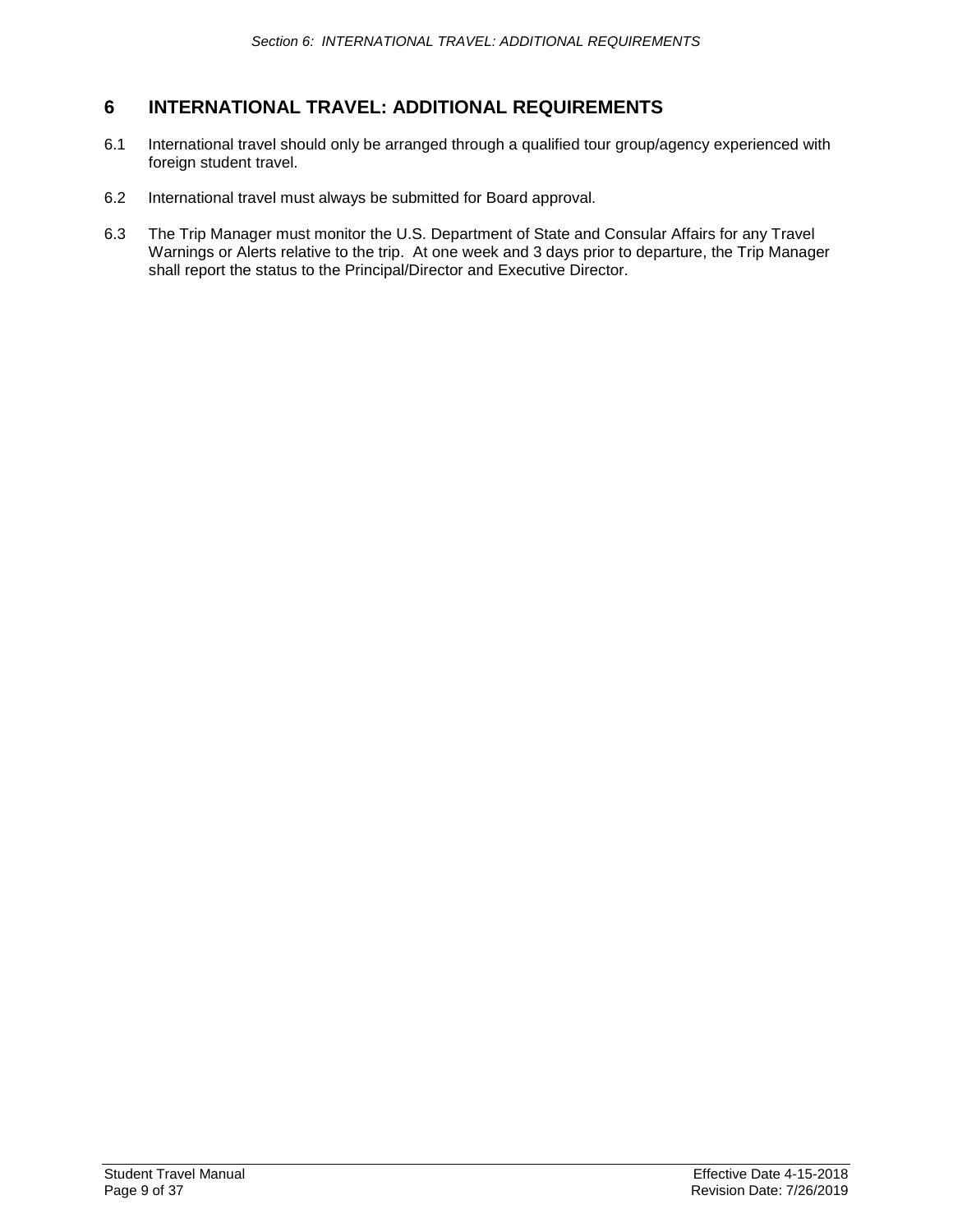# 6 INTERNATIONAL TRAVEL: ADDITIONAL REQUIREMENTS

6.1 International travel should only be arranged through a qualified tour group/agency experienced with foreign student travel.

6.2 International travel must always be submitted for Board approval.

6.3 The Trip Manager must monitor the U.S. Department of State and Consular Affairs for any Travel Warnings or Alerts relative to the trip. At one week and 3 days prior to departure, the Trip Manager shall report the status to the Principal/Director and Executive Director.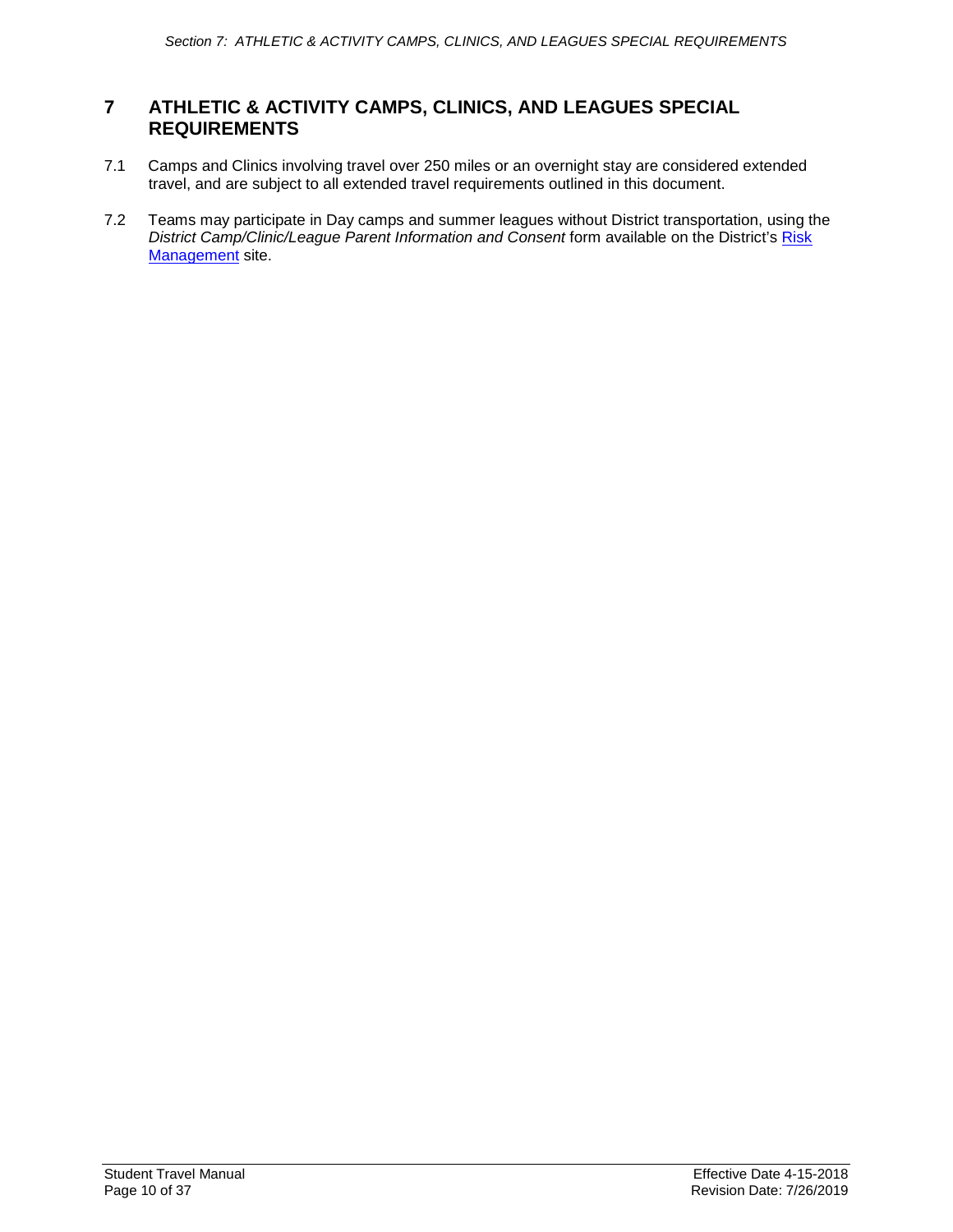# 7 ATHLETIC & ACTIVITY CAMPS, CLINICS, AND LEAGUES SPECIAL REQUIREMENTS

7.1 Camps and Clinics involving travel over 250 miles or an overnight stay are considered extended travel, and are subject to all extended travel requirements outlined in this document.

7.2 Teams may participate in Day camps and summer leagues without District transportation, using the *District Camp/Clinic/League Parent Information and Consent* form available on the District's Risk Management site.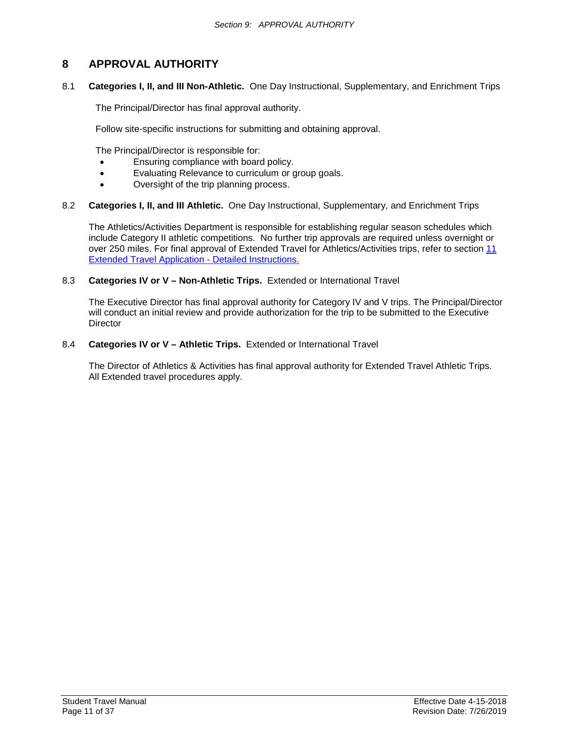# 8 APPROVAL AUTHORITY

8.1 **Categories I, II, and III Non-Athletic.** One Day Instructional, Supplementary, and Enrichment Trips

The Principal/Director has final approval authority.

Follow site-specific instructions for submitting and obtaining approval.

The Principal/Director is responsible for:

- Ensuring compliance with board policy.
- Evaluating Relevance to curriculum or group goals.
- Oversight of the trip planning process.

8.2 **Categories I, II, and III Athletic.** One Day Instructional, Supplementary, and Enrichment Trips

The Athletics/Activities Department is responsible for establishing regular season schedules which include Category II athletic competitions. No further trip approvals are required unless overnight or over 250 miles. For final approval of Extended Travel for Athletics/Activities trips, refer to section 11 Extended Travel Application - Detailed Instructions.

8.3 **Categories IV or V – Non-Athletic Trips.** Extended or International Travel

The Executive Director has final approval authority for Category IV and V trips. The Principal/Director will conduct an initial review and provide authorization for the trip to be submitted to the Executive Director

8.4 **Categories IV or V – Athletic Trips.** Extended or International Travel

The Director of Athletics & Activities has final approval authority for Extended Travel Athletic Trips. All Extended travel procedures apply.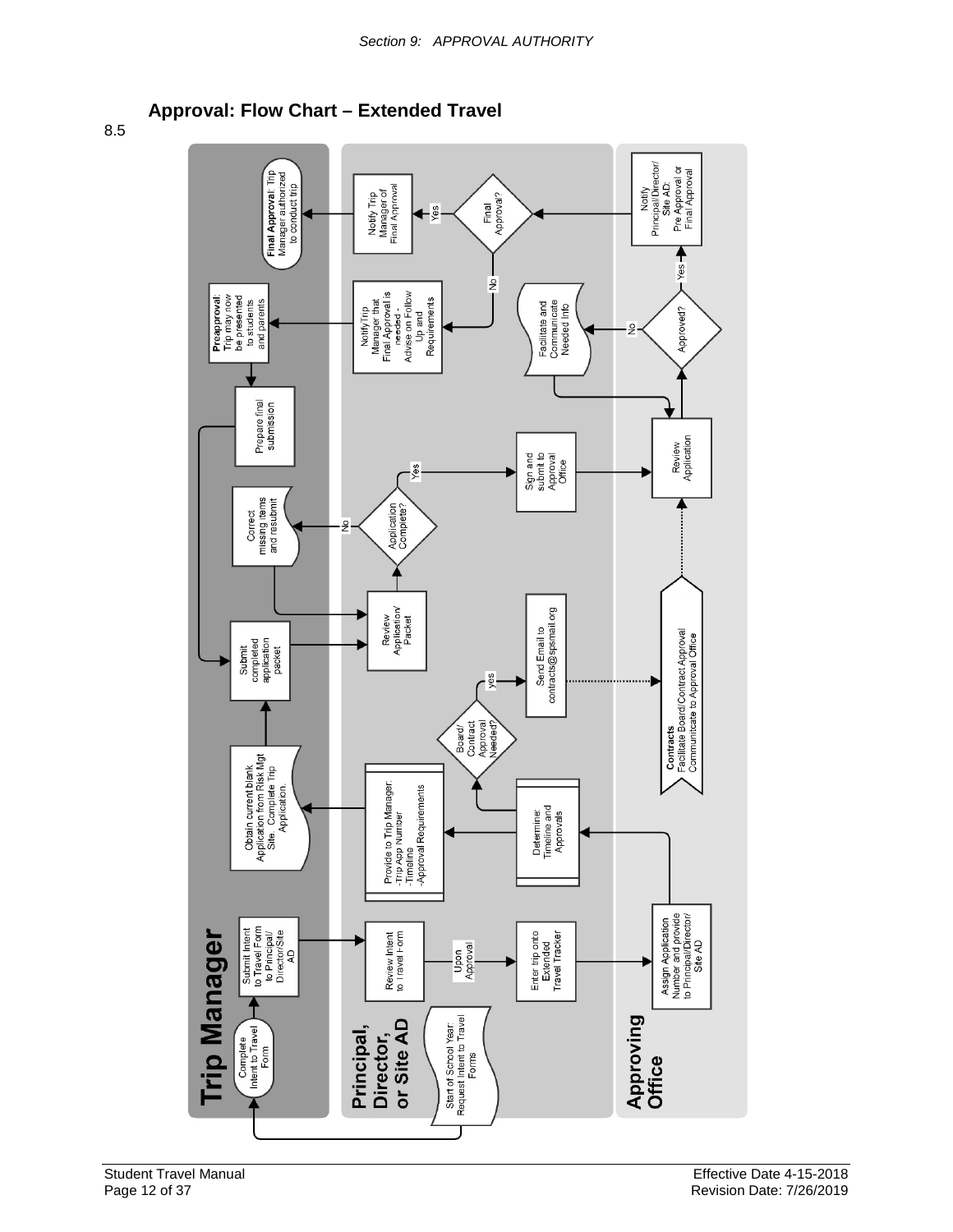## 8.5 Approval: Flow Chart – Extended Travel

**Trip Manager**

- Complete Intent to Travel Form
- Submit Intent to Travel Form to Principal/ Director/Site AD
- Obtain current blank Application from Risk Mgt Site. Complete Trip Application.
- Submit completed application packet
- Correct missing items and resubmit
- Prepare final submission
- **Preapproval**: Trip may now be presented to students and parents
- **Final Approval**: Trip Manager authorized to conduct trip

**Principal, Director, or Site AD**

- Start of School Year: Request Intent to Travel Forms
- Review Intent to Travel Form
- Upon Approval
- Enter trip onto Extended Travel Tracker
- Provide to Trip Manager: -Trip App Number -Timeline -Approval Requirements
- Determine: Timeline and Approvals
- Board/ Contract Approval Needed?
- yes
- Send Email to contracts@spsmail.org
- Review Application/ Packet
- Application Complete?
- No
- Yes
- Sign and submit to Approval Office
- Notify Trip Manager that Final Approval is needed - Advise on Follow Up and Requirements
- Final Approval?
- No
- Yes
- Notify Trip Manager of Final Approval

**Approving Office**

- Assign Application Number and provide to Principal/Director/ Site AD
- **Contracts** Facilitate Board/Contract Approval Communicate to Approval Office
- Review Application
- Approved?
- No
- Facilitate and Communicate Needed Info
- Yes
- Notify Principal/Director/ Site AD: Pre Approval or Final Approval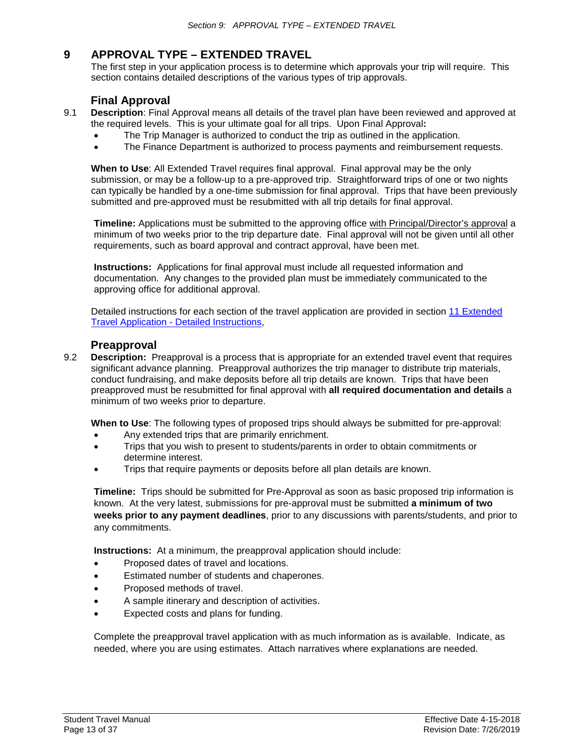# 9 APPROVAL TYPE – EXTENDED TRAVEL

The first step in your application process is to determine which approvals your trip will require. This section contains detailed descriptions of the various types of trip approvals.

## Final Approval

9.1 **Description**: Final Approval means all details of the travel plan have been reviewed and approved at the required levels. This is your ultimate goal for all trips. Upon Final Approval**:**

- The Trip Manager is authorized to conduct the trip as outlined in the application.
- The Finance Department is authorized to process payments and reimbursement requests.

**When to Use**: All Extended Travel requires final approval. Final approval may be the only submission, or may be a follow-up to a pre-approved trip. Straightforward trips of one or two nights can typically be handled by a one-time submission for final approval. Trips that have been previously submitted and pre-approved must be resubmitted with all trip details for final approval.

**Timeline:** Applications must be submitted to the approving office with Principal/Director's approval a minimum of two weeks prior to the trip departure date. Final approval will not be given until all other requirements, such as board approval and contract approval, have been met.

**Instructions:** Applications for final approval must include all requested information and documentation. Any changes to the provided plan must be immediately communicated to the approving office for additional approval.

Detailed instructions for each section of the travel application are provided in section 11 Extended Travel Application - Detailed Instructions,

## Preapproval

9.2 **Description:** Preapproval is a process that is appropriate for an extended travel event that requires significant advance planning. Preapproval authorizes the trip manager to distribute trip materials, conduct fundraising, and make deposits before all trip details are known. Trips that have been preapproved must be resubmitted for final approval with **all required documentation and details** a minimum of two weeks prior to departure.

**When to Use**: The following types of proposed trips should always be submitted for pre-approval:

- Any extended trips that are primarily enrichment.
- Trips that you wish to present to students/parents in order to obtain commitments or determine interest.
- Trips that require payments or deposits before all plan details are known.

**Timeline:** Trips should be submitted for Pre-Approval as soon as basic proposed trip information is known. At the very latest, submissions for pre-approval must be submitted **a minimum of two weeks prior to any payment deadlines**, prior to any discussions with parents/students, and prior to any commitments.

**Instructions:** At a minimum, the preapproval application should include:

- Proposed dates of travel and locations.
- Estimated number of students and chaperones.
- Proposed methods of travel.
- A sample itinerary and description of activities.
- Expected costs and plans for funding.

Complete the preapproval travel application with as much information as is available. Indicate, as needed, where you are using estimates. Attach narratives where explanations are needed.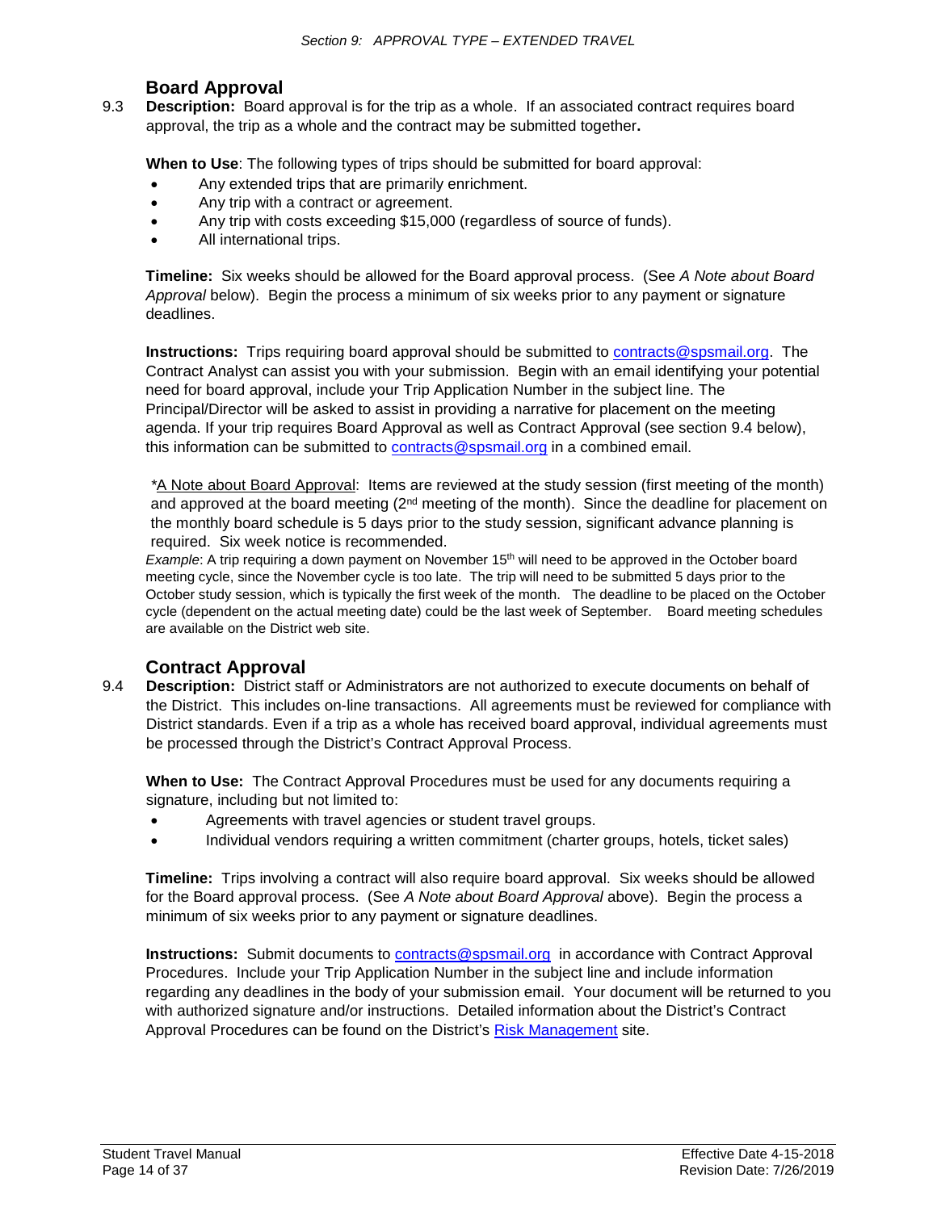## Board Approval

9.3 **Description:** Board approval is for the trip as a whole. If an associated contract requires board approval, the trip as a whole and the contract may be submitted together**.**

**When to Use**: The following types of trips should be submitted for board approval:

- Any extended trips that are primarily enrichment.
- Any trip with a contract or agreement.
- Any trip with costs exceeding $15,000 (regardless of source of funds).
- All international trips.

**Timeline:** Six weeks should be allowed for the Board approval process. (See *A Note about Board Approval* below). Begin the process a minimum of six weeks prior to any payment or signature deadlines.

**Instructions:** Trips requiring board approval should be submitted to contracts@spsmail.org. The Contract Analyst can assist you with your submission. Begin with an email identifying your potential need for board approval, include your Trip Application Number in the subject line. The Principal/Director will be asked to assist in providing a narrative for placement on the meeting agenda. If your trip requires Board Approval as well as Contract Approval (see section 9.4 below), this information can be submitted to contracts@spsmail.org in a combined email.

*A Note about Board Approval: Items are reviewed at the study session (first meeting of the month) and approved at the board meeting (2nd meeting of the month). Since the deadline for placement on the monthly board schedule is 5 days prior to the study session, significant advance planning is required. Six week notice is recommended.

*Example*: A trip requiring a down payment on November 15th will need to be approved in the October board meeting cycle, since the November cycle is too late. The trip will need to be submitted 5 days prior to the October study session, which is typically the first week of the month. The deadline to be placed on the October cycle (dependent on the actual meeting date) could be the last week of September. Board meeting schedules are available on the District web site.

## Contract Approval

9.4 **Description:** District staff or Administrators are not authorized to execute documents on behalf of the District. This includes on-line transactions. All agreements must be reviewed for compliance with District standards. Even if a trip as a whole has received board approval, individual agreements must be processed through the District's Contract Approval Process.

**When to Use:** The Contract Approval Procedures must be used for any documents requiring a signature, including but not limited to:

- Agreements with travel agencies or student travel groups.
- Individual vendors requiring a written commitment (charter groups, hotels, ticket sales)

**Timeline:** Trips involving a contract will also require board approval. Six weeks should be allowed for the Board approval process. (See *A Note about Board Approval* above). Begin the process a minimum of six weeks prior to any payment or signature deadlines.

**Instructions:** Submit documents to contracts@spsmail.org in accordance with Contract Approval Procedures. Include your Trip Application Number in the subject line and include information regarding any deadlines in the body of your submission email. Your document will be returned to you with authorized signature and/or instructions. Detailed information about the District's Contract Approval Procedures can be found on the District's Risk Management site.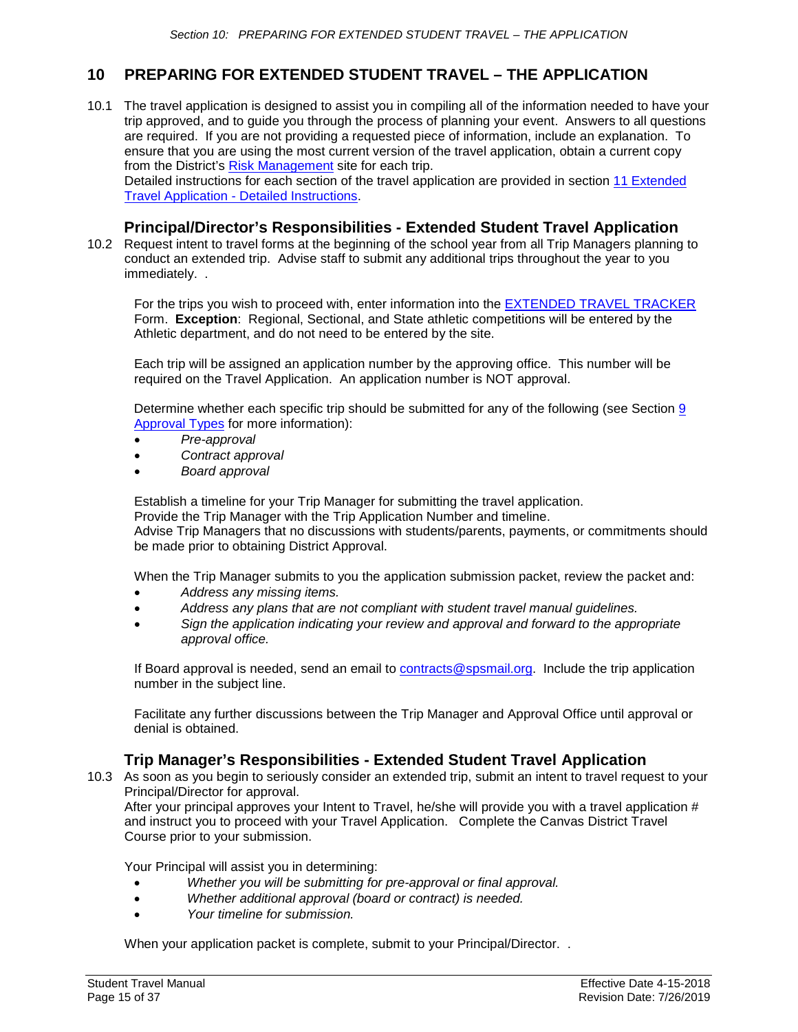# 10 PREPARING FOR EXTENDED STUDENT TRAVEL – THE APPLICATION

10.1 The travel application is designed to assist you in compiling all of the information needed to have your trip approved, and to guide you through the process of planning your event. Answers to all questions are required. If you are not providing a requested piece of information, include an explanation. To ensure that you are using the most current version of the travel application, obtain a current copy from the District's Risk Management site for each trip.
Detailed instructions for each section of the travel application are provided in section 11 Extended Travel Application - Detailed Instructions.

## Principal/Director's Responsibilities - Extended Student Travel Application

10.2 Request intent to travel forms at the beginning of the school year from all Trip Managers planning to conduct an extended trip. Advise staff to submit any additional trips throughout the year to you immediately. .

For the trips you wish to proceed with, enter information into the EXTENDED TRAVEL TRACKER Form. **Exception**: Regional, Sectional, and State athletic competitions will be entered by the Athletic department, and do not need to be entered by the site.

Each trip will be assigned an application number by the approving office. This number will be required on the Travel Application. An application number is NOT approval.

Determine whether each specific trip should be submitted for any of the following (see Section 9 Approval Types for more information):

- *Pre-approval*
- *Contract approval*
- *Board approval*

Establish a timeline for your Trip Manager for submitting the travel application.
Provide the Trip Manager with the Trip Application Number and timeline.
Advise Trip Managers that no discussions with students/parents, payments, or commitments should be made prior to obtaining District Approval.

When the Trip Manager submits to you the application submission packet, review the packet and:

- *Address any missing items.*
- *Address any plans that are not compliant with student travel manual guidelines.*
- *Sign the application indicating your review and approval and forward to the appropriate approval office.*

If Board approval is needed, send an email to contracts@spsmail.org. Include the trip application number in the subject line.

Facilitate any further discussions between the Trip Manager and Approval Office until approval or denial is obtained.

## Trip Manager's Responsibilities - Extended Student Travel Application

10.3 As soon as you begin to seriously consider an extended trip, submit an intent to travel request to your Principal/Director for approval.
After your principal approves your Intent to Travel, he/she will provide you with a travel application # and instruct you to proceed with your Travel Application. Complete the Canvas District Travel Course prior to your submission.

Your Principal will assist you in determining:

- *Whether you will be submitting for pre-approval or final approval.*
- *Whether additional approval (board or contract) is needed.*
- *Your timeline for submission.*

When your application packet is complete, submit to your Principal/Director. .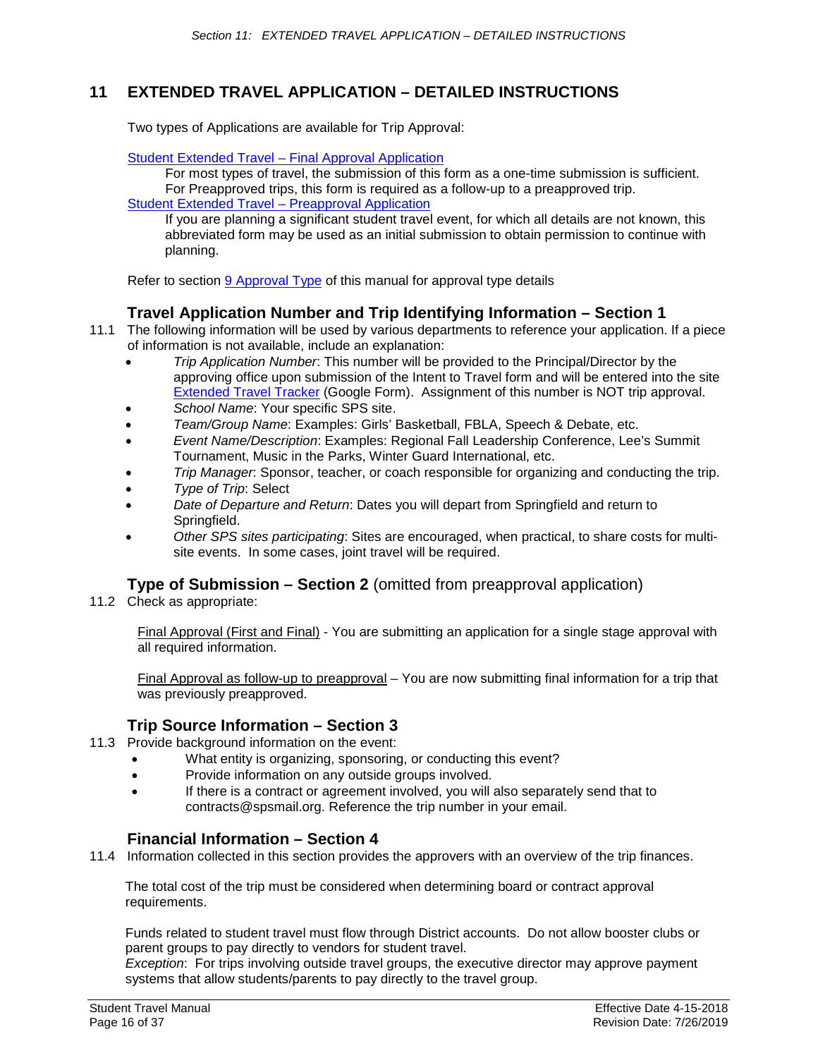# 11 EXTENDED TRAVEL APPLICATION – DETAILED INSTRUCTIONS

Two types of Applications are available for Trip Approval:

Student Extended Travel – Final Approval Application

For most types of travel, the submission of this form as a one-time submission is sufficient. For Preapproved trips, this form is required as a follow-up to a preapproved trip.

Student Extended Travel – Preapproval Application

If you are planning a significant student travel event, for which all details are not known, this abbreviated form may be used as an initial submission to obtain permission to continue with planning.

Refer to section 9 Approval Type of this manual for approval type details

## Travel Application Number and Trip Identifying Information – Section 1

11.1 The following information will be used by various departments to reference your application. If a piece of information is not available, include an explanation:

- *Trip Application Number*: This number will be provided to the Principal/Director by the approving office upon submission of the Intent to Travel form and will be entered into the site Extended Travel Tracker (Google Form). Assignment of this number is NOT trip approval.
- *School Name*: Your specific SPS site.
- *Team/Group Name*: Examples: Girls' Basketball, FBLA, Speech & Debate, etc.
- *Event Name/Description*: Examples: Regional Fall Leadership Conference, Lee's Summit Tournament, Music in the Parks, Winter Guard International, etc.
- *Trip Manager*: Sponsor, teacher, or coach responsible for organizing and conducting the trip.
- *Type of Trip*: Select
- *Date of Departure and Return*: Dates you will depart from Springfield and return to Springfield.
- *Other SPS sites participating*: Sites are encouraged, when practical, to share costs for multi-site events. In some cases, joint travel will be required.

## Type of Submission – Section 2 (omitted from preapproval application)

11.2 Check as appropriate:

Final Approval (First and Final) - You are submitting an application for a single stage approval with all required information.

Final Approval as follow-up to preapproval – You are now submitting final information for a trip that was previously preapproved.

## Trip Source Information – Section 3

11.3 Provide background information on the event:

- What entity is organizing, sponsoring, or conducting this event?
- Provide information on any outside groups involved.
- If there is a contract or agreement involved, you will also separately send that to contracts@spsmail.org. Reference the trip number in your email.

## Financial Information – Section 4

11.4 Information collected in this section provides the approvers with an overview of the trip finances.

The total cost of the trip must be considered when determining board or contract approval requirements.

Funds related to student travel must flow through District accounts. Do not allow booster clubs or parent groups to pay directly to vendors for student travel.

*Exception*: For trips involving outside travel groups, the executive director may approve payment systems that allow students/parents to pay directly to the travel group.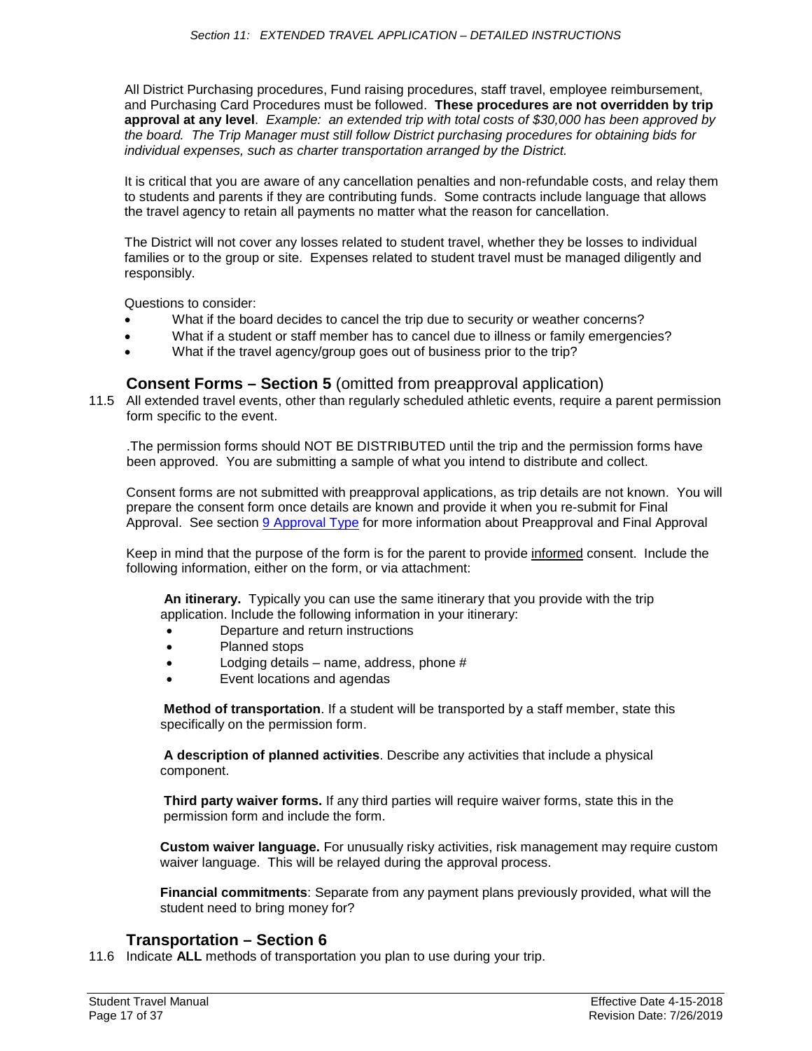All District Purchasing procedures, Fund raising procedures, staff travel, employee reimbursement, and Purchasing Card Procedures must be followed. **These procedures are not overridden by trip approval at any level**. *Example: an extended trip with total costs of $30,000 has been approved by the board. The Trip Manager must still follow District purchasing procedures for obtaining bids for individual expenses, such as charter transportation arranged by the District.*

It is critical that you are aware of any cancellation penalties and non-refundable costs, and relay them to students and parents if they are contributing funds. Some contracts include language that allows the travel agency to retain all payments no matter what the reason for cancellation.

The District will not cover any losses related to student travel, whether they be losses to individual families or to the group or site. Expenses related to student travel must be managed diligently and responsibly.

Questions to consider:

- What if the board decides to cancel the trip due to security or weather concerns?
- What if a student or staff member has to cancel due to illness or family emergencies?
- What if the travel agency/group goes out of business prior to the trip?

## Consent Forms – Section 5 (omitted from preapproval application)

11.5 All extended travel events, other than regularly scheduled athletic events, require a parent permission form specific to the event.

.The permission forms should NOT BE DISTRIBUTED until the trip and the permission forms have been approved. You are submitting a sample of what you intend to distribute and collect.

Consent forms are not submitted with preapproval applications, as trip details are not known. You will prepare the consent form once details are known and provide it when you re-submit for Final Approval. See section 9 Approval Type for more information about Preapproval and Final Approval

Keep in mind that the purpose of the form is for the parent to provide informed consent. Include the following information, either on the form, or via attachment:

**An itinerary.** Typically you can use the same itinerary that you provide with the trip application. Include the following information in your itinerary:

- Departure and return instructions
- Planned stops
- Lodging details – name, address, phone #
- Event locations and agendas

**Method of transportation**. If a student will be transported by a staff member, state this specifically on the permission form.

**A description of planned activities**. Describe any activities that include a physical component.

**Third party waiver forms.** If any third parties will require waiver forms, state this in the permission form and include the form.

**Custom waiver language.** For unusually risky activities, risk management may require custom waiver language. This will be relayed during the approval process.

**Financial commitments**: Separate from any payment plans previously provided, what will the student need to bring money for?

## Transportation – Section 6

11.6 Indicate **ALL** methods of transportation you plan to use during your trip.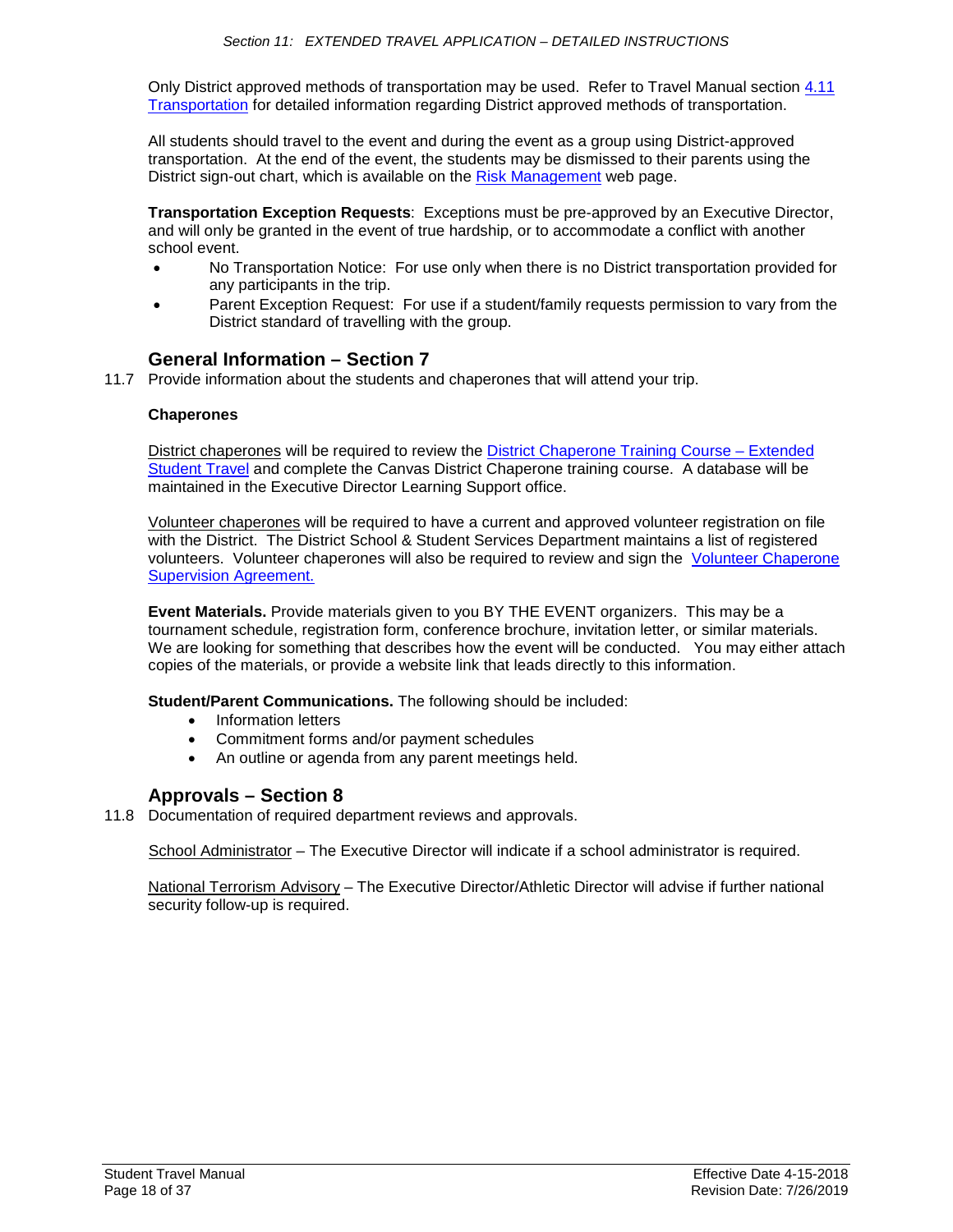Only District approved methods of transportation may be used. Refer to Travel Manual section 4.11 Transportation for detailed information regarding District approved methods of transportation.

All students should travel to the event and during the event as a group using District-approved transportation. At the end of the event, the students may be dismissed to their parents using the District sign-out chart, which is available on the Risk Management web page.

**Transportation Exception Requests**: Exceptions must be pre-approved by an Executive Director, and will only be granted in the event of true hardship, or to accommodate a conflict with another school event.

- No Transportation Notice: For use only when there is no District transportation provided for any participants in the trip.
- Parent Exception Request: For use if a student/family requests permission to vary from the District standard of travelling with the group.

## General Information – Section 7

11.7 Provide information about the students and chaperones that will attend your trip.

**Chaperones**

District chaperones will be required to review the District Chaperone Training Course – Extended Student Travel and complete the Canvas District Chaperone training course. A database will be maintained in the Executive Director Learning Support office.

Volunteer chaperones will be required to have a current and approved volunteer registration on file with the District. The District School & Student Services Department maintains a list of registered volunteers. Volunteer chaperones will also be required to review and sign the Volunteer Chaperone Supervision Agreement.

**Event Materials.** Provide materials given to you BY THE EVENT organizers. This may be a tournament schedule, registration form, conference brochure, invitation letter, or similar materials. We are looking for something that describes how the event will be conducted. You may either attach copies of the materials, or provide a website link that leads directly to this information.

**Student/Parent Communications.** The following should be included:

- Information letters
- Commitment forms and/or payment schedules
- An outline or agenda from any parent meetings held.

## Approvals – Section 8

11.8 Documentation of required department reviews and approvals.

School Administrator – The Executive Director will indicate if a school administrator is required.

National Terrorism Advisory – The Executive Director/Athletic Director will advise if further national security follow-up is required.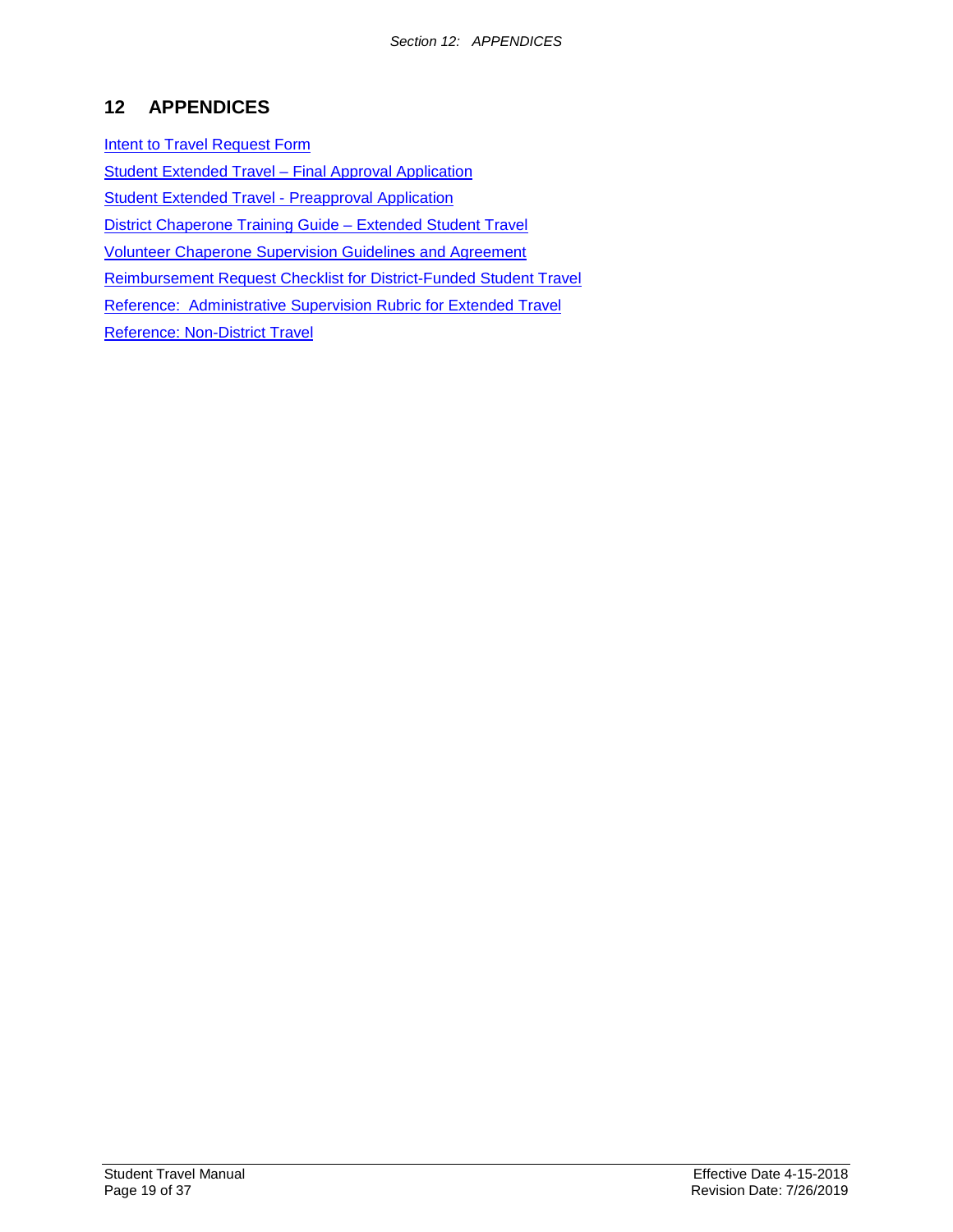# 12 APPENDICES

Intent to Travel Request Form

Student Extended Travel – Final Approval Application

Student Extended Travel - Preapproval Application

District Chaperone Training Guide – Extended Student Travel

Volunteer Chaperone Supervision Guidelines and Agreement

Reimbursement Request Checklist for District-Funded Student Travel

Reference: Administrative Supervision Rubric for Extended Travel

Reference: Non-District Travel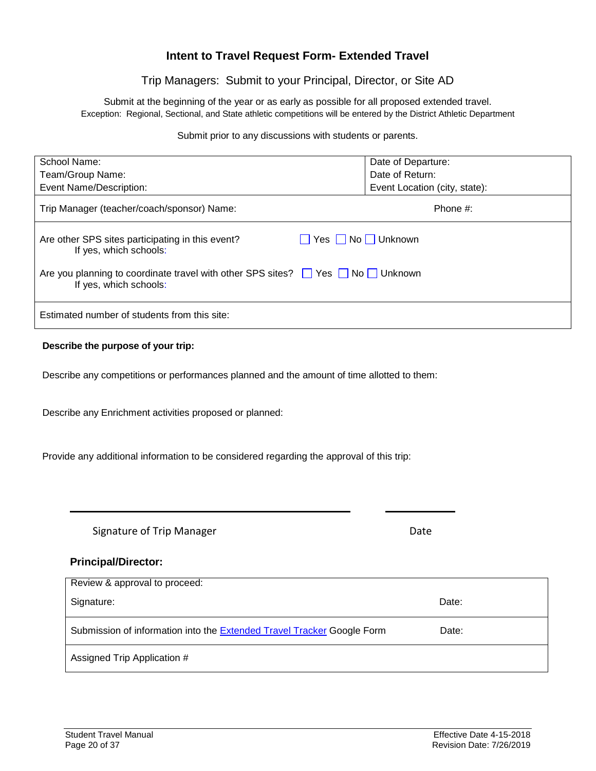# Intent to Travel Request Form- Extended Travel

Trip Managers: Submit to your Principal, Director, or Site AD

Submit at the beginning of the year or as early as possible for all proposed extended travel.
Exception: Regional, Sectional, and State athletic competitions will be entered by the District Athletic Department

Submit prior to any discussions with students or parents.

| School Name:<br>Team/Group Name:<br>Event Name/Description: | Date of Departure:<br>Date of Return:<br>Event Location (city, state): |
|---|---|
| Trip Manager (teacher/coach/sponsor) Name: | Phone #: |
| Are other SPS sites participating in this event? ☐ Yes ☐ No ☐ Unknown<br>If yes, which schools:<br><br>Are you planning to coordinate travel with other SPS sites? ☐ Yes ☐ No ☐ Unknown<br>If yes, which schools: | |
| Estimated number of students from this site: | |

**Describe the purpose of your trip:**

Describe any competitions or performances planned and the amount of time allotted to them:

Describe any Enrichment activities proposed or planned:

Provide any additional information to be considered regarding the approval of this trip:

Signature of Trip Manager ____________________ Date __________

**Principal/Director:**

| Review & approval to proceed:<br>Signature: | Date: |
|---|---|
| Submission of information into the Extended Travel Tracker Google Form | Date: |
| Assigned Trip Application # | |

Student Travel Manual
Effective Date 4-15-2018
Revision Date: 7/26/2019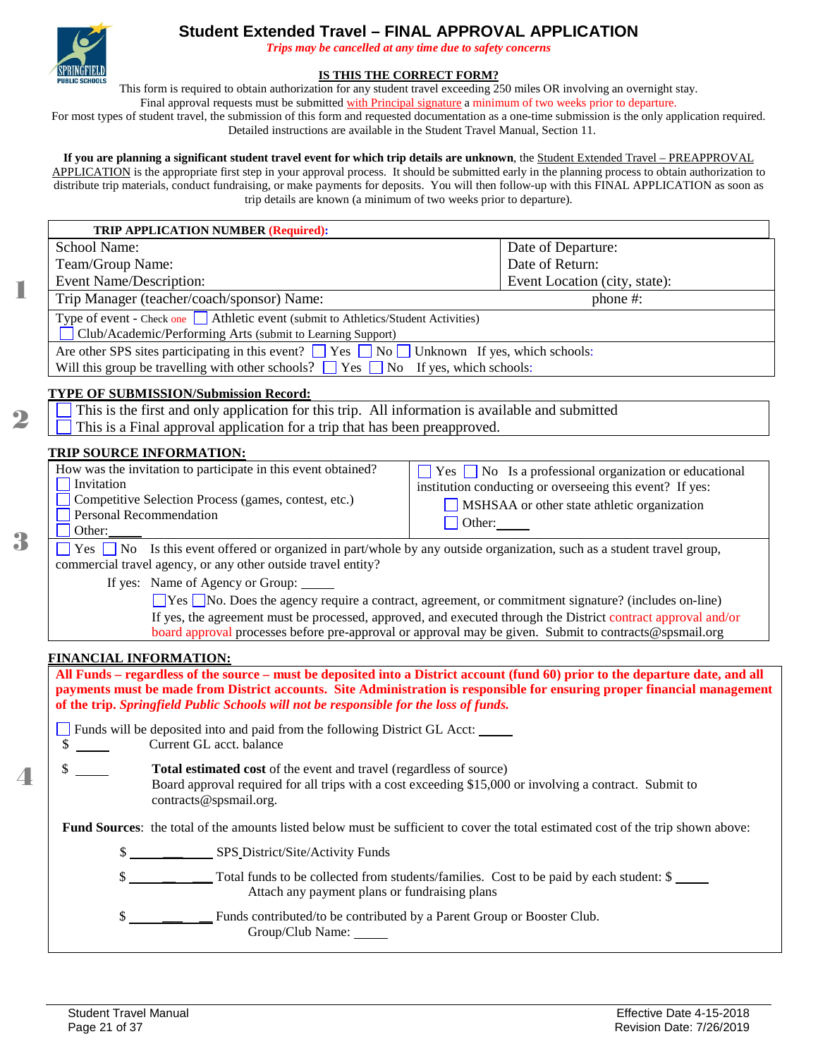# Student Extended Travel – FINAL APPROVAL APPLICATION

*Trips may be cancelled at any time due to safety concerns*

**IS THIS THE CORRECT FORM?**

This form is required to obtain authorization for any student travel exceeding 250 miles OR involving an overnight stay. Final approval requests must be submitted with Principal signature a minimum of two weeks prior to departure. For most types of student travel, the submission of this form and requested documentation as a one-time submission is the only application required. Detailed instructions are available in the Student Travel Manual, Section 11.

**If you are planning a significant student travel event for which trip details are unknown**, the Student Extended Travel – PREAPPROVAL APPLICATION is the appropriate first step in your approval process. It should be submitted early in the planning process to obtain authorization to distribute trip materials, conduct fundraising, or make payments for deposits. You will then follow-up with this FINAL APPLICATION as soon as trip details are known (a minimum of two weeks prior to departure).

## 1

**TRIP APPLICATION NUMBER (Required):**

| | |
|---|---|
| School Name: | Date of Departure: |
| Team/Group Name: | Date of Return: |
| Event Name/Description: | Event Location (city, state): |
| Trip Manager (teacher/coach/sponsor) Name: | phone #: |

Type of event - Check one ☐ Athletic event (submit to Athletics/Student Activities)
☐ Club/Academic/Performing Arts (submit to Learning Support)

Are other SPS sites participating in this event? ☐ Yes ☐ No ☐ Unknown If yes, which schools:
Will this group be travelling with other schools? ☐ Yes ☐ No If yes, which schools:

## 2

**TYPE OF SUBMISSION/Submission Record:**

☐ This is the first and only application for this trip. All information is available and submitted
☐ This is a Final approval application for a trip that has been preapproved.

## 3

**TRIP SOURCE INFORMATION:**

How was the invitation to participate in this event obtained?
☐ Invitation
☐ Competitive Selection Process (games, contest, etc.)
☐ Personal Recommendation
☐ Other:\_\_\_\_\_

☐ Yes ☐ No Is a professional organization or educational institution conducting or overseeing this event? If yes:
☐ MSHSAA or other state athletic organization
☐ Other:\_\_\_\_\_

☐ Yes ☐ No Is this event offered or organized in part/whole by any outside organization, such as a student travel group, commercial travel agency, or any other outside travel entity?

If yes: Name of Agency or Group: \_\_\_\_\_

☐Yes ☐No. Does the agency require a contract, agreement, or commitment signature? (includes on-line)
If yes, the agreement must be processed, approved, and executed through the District contract approval and/or board approval processes before pre-approval or approval may be given. Submit to contracts@spsmail.org

## 4

**FINANCIAL INFORMATION:**

**All Funds – regardless of the source – must be deposited into a District account (fund 60) prior to the departure date, and all payments must be made from District accounts. Site Administration is responsible for ensuring proper financial management of the trip. *Springfield Public Schools will not be responsible for the loss of funds.***

☐ Funds will be deposited into and paid from the following District GL Acct: \_\_\_\_\_
$ \_\_\_\_\_ Current GL acct. balance

$ \_\_\_\_\_ **Total estimated cost** of the event and travel (regardless of source)
Board approval required for all trips with a cost exceeding $15,000 or involving a contract. Submit to contracts@spsmail.org.

**Fund Sources**: the total of the amounts listed below must be sufficient to cover the total estimated cost of the trip shown above:

$ \_\_\_\_\_ SPS District/Site/Activity Funds

$ \_\_\_\_\_ Total funds to be collected from students/families. Cost to be paid by each student: $ \_\_\_\_\_
Attach any payment plans or fundraising plans

$ \_\_\_\_\_ Funds contributed/to be contributed by a Parent Group or Booster Club.
Group/Club Name: \_\_\_\_\_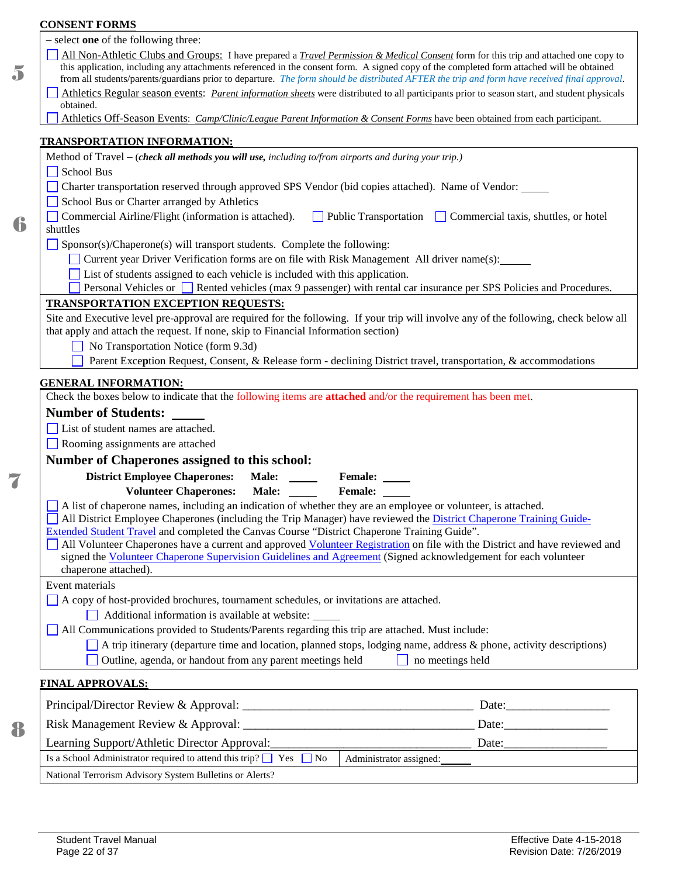**CONSENT FORMS**

5

– select **one** of the following three:

☐ All Non-Athletic Clubs and Groups: I have prepared a *Travel Permission & Medical Consent* form for this trip and attached one copy to this application, including any attachments referenced in the consent form. A signed copy of the completed form attached will be obtained from all students/parents/guardians prior to departure. *The form should be distributed AFTER the trip and form have received final approval*.

☐ Athletics Regular season events: *Parent information sheets* were distributed to all participants prior to season start, and student physicals obtained.

☐ Athletics Off-Season Events: *Camp/Clinic/League Parent Information & Consent Forms* have been obtained from each participant.

**TRANSPORTATION INFORMATION:**

6

Method of Travel – (***check all methods you will use,*** *including to/from airports and during your trip.)*

☐ School Bus

☐ Charter transportation reserved through approved SPS Vendor (bid copies attached). Name of Vendor: _____

☐ School Bus or Charter arranged by Athletics

☐ Commercial Airline/Flight (information is attached). ☐ Public Transportation ☐ Commercial taxis, shuttles, or hotel shuttles

☐ Sponsor(s)/Chaperone(s) will transport students. Complete the following:

- ☐ Current year Driver Verification forms are on file with Risk Management All driver name(s): ______
- ☐ List of students assigned to each vehicle is included with this application.
- ☐ Personal Vehicles or ☐ Rented vehicles (max 9 passenger) with rental car insurance per SPS Policies and Procedures.

**TRANSPORTATION EXCEPTION REQUESTS:**

Site and Executive level pre-approval are required for the following. If your trip will involve any of the following, check below all that apply and attach the request. If none, skip to Financial Information section)

- ☐ No Transportation Notice (form 9.3d)
- ☐ Parent Exception Request, Consent, & Release form - declining District travel, transportation, & accommodations

**GENERAL INFORMATION:**

7

Check the boxes below to indicate that the following items are **attached** and/or the requirement has been met.

**Number of Students:** _____

☐ List of student names are attached.

☐ Rooming assignments are attached

**Number of Chaperones assigned to this school:**

**District Employee Chaperones:** **Male:** _____ **Female:** _____

**Volunteer Chaperones:** **Male:** _____ **Female:** _____

☐ A list of chaperone names, including an indication of whether they are an employee or volunteer, is attached.

☐ All District Employee Chaperones (including the Trip Manager) have reviewed the District Chaperone Training Guide-Extended Student Travel and completed the Canvas Course "District Chaperone Training Guide".

☐ All Volunteer Chaperones have a current and approved Volunteer Registration on file with the District and have reviewed and signed the Volunteer Chaperone Supervision Guidelines and Agreement (Signed acknowledgement for each volunteer chaperone attached).

Event materials

☐ A copy of host-provided brochures, tournament schedules, or invitations are attached.

- ☐ Additional information is available at website: _____

☐ All Communications provided to Students/Parents regarding this trip are attached. Must include:

- ☐ A trip itinerary (departure time and location, planned stops, lodging name, address & phone, activity descriptions)
- ☐ Outline, agenda, or handout from any parent meetings held ☐ no meetings held

**FINAL APPROVALS:**

8

Principal/Director Review & Approval: ______________________________________ Date:________________

Risk Management Review & Approval: ______________________________________ Date:________________

Learning Support/Athletic Director Approval:______________________________ Date:________________

Is a School Administrator required to attend this trip? ☐ Yes ☐ No | Administrator assigned: _____

National Terrorism Advisory System Bulletins or Alerts?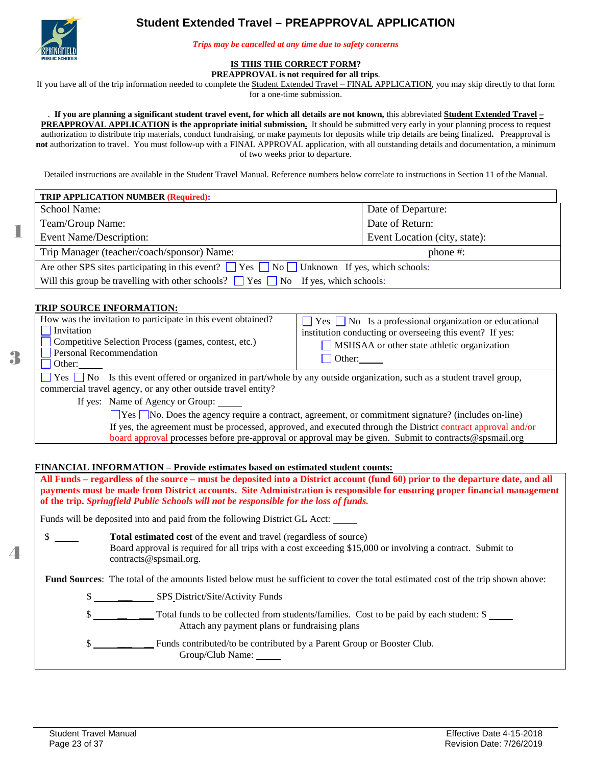# Student Extended Travel – PREAPPROVAL APPLICATION

*Trips may be cancelled at any time due to safety concerns*

**IS THIS THE CORRECT FORM?**

**PREAPPROVAL is not required for all trips**.

If you have all of the trip information needed to complete the Student Extended Travel – FINAL APPLICATION, you may skip directly to that form for a one-time submission.

. **If you are planning a significant student travel event, for which all details are not known,** this abbreviated **Student Extended Travel – PREAPPROVAL APPLICATION is the appropriate initial submission.** It should be submitted very early in your planning process to request authorization to distribute trip materials, conduct fundraising, or make payments for deposits while trip details are being finalized**.** Preapproval is **not** authorization to travel. You must follow-up with a FINAL APPROVAL application, with all outstanding details and documentation, a minimum of two weeks prior to departure.

Detailed instructions are available in the Student Travel Manual. Reference numbers below correlate to instructions in Section 11 of the Manual.

**1**

| **TRIP APPLICATION NUMBER (Required):** | |
|---|---|
| School Name: | Date of Departure: |
| Team/Group Name: | Date of Return: |
| Event Name/Description: | Event Location (city, state): |
| Trip Manager (teacher/coach/sponsor) Name: | phone #: |
| Are other SPS sites participating in this event? ☐ Yes ☐ No ☐ Unknown If yes, which schools: | |
| Will this group be travelling with other schools? ☐ Yes ☐ No If yes, which schools: | |

## TRIP SOURCE INFORMATION:

**3**

| How was the invitation to participate in this event obtained? | ☐ Yes ☐ No Is a professional organization or educational institution conducting or overseeing this event? If yes: |
|---|---|
| ☐ Invitation<br>☐ Competitive Selection Process (games, contest, etc.)<br>☐ Personal Recommendation<br>☐ Other:_____ | ☐ MSHSAA or other state athletic organization<br>☐ Other:_____ |

☐ Yes ☐ No Is this event offered or organized in part/whole by any outside organization, such as a student travel group, commercial travel agency, or any other outside travel entity?

If yes: Name of Agency or Group: _____

☐Yes ☐No. Does the agency require a contract, agreement, or commitment signature? (includes on-line)

If yes, the agreement must be processed, approved, and executed through the District contract approval and/or board approval processes before pre-approval or approval may be given. Submit to contracts@spsmail.org

## FINANCIAL INFORMATION – Provide estimates based on estimated student counts:

**4**

**All Funds – regardless of the source – must be deposited into a District account (fund 60) prior to the departure date, and all payments must be made from District accounts. Site Administration is responsible for ensuring proper financial management of the trip. *Springfield Public Schools will not be responsible for the loss of funds.***

Funds will be deposited into and paid from the following District GL Acct: _____

$ _____ **Total estimated cost** of the event and travel (regardless of source)
Board approval is required for all trips with a cost exceeding $15,000 or involving a contract. Submit to contracts@spsmail.org.

**Fund Sources**: The total of the amounts listed below must be sufficient to cover the total estimated cost of the trip shown above:

$ __________ SPS District/Site/Activity Funds

$ __________ Total funds to be collected from students/families. Cost to be paid by each student: $ _____
Attach any payment plans or fundraising plans

$ __________ Funds contributed/to be contributed by a Parent Group or Booster Club.
Group/Club Name: _____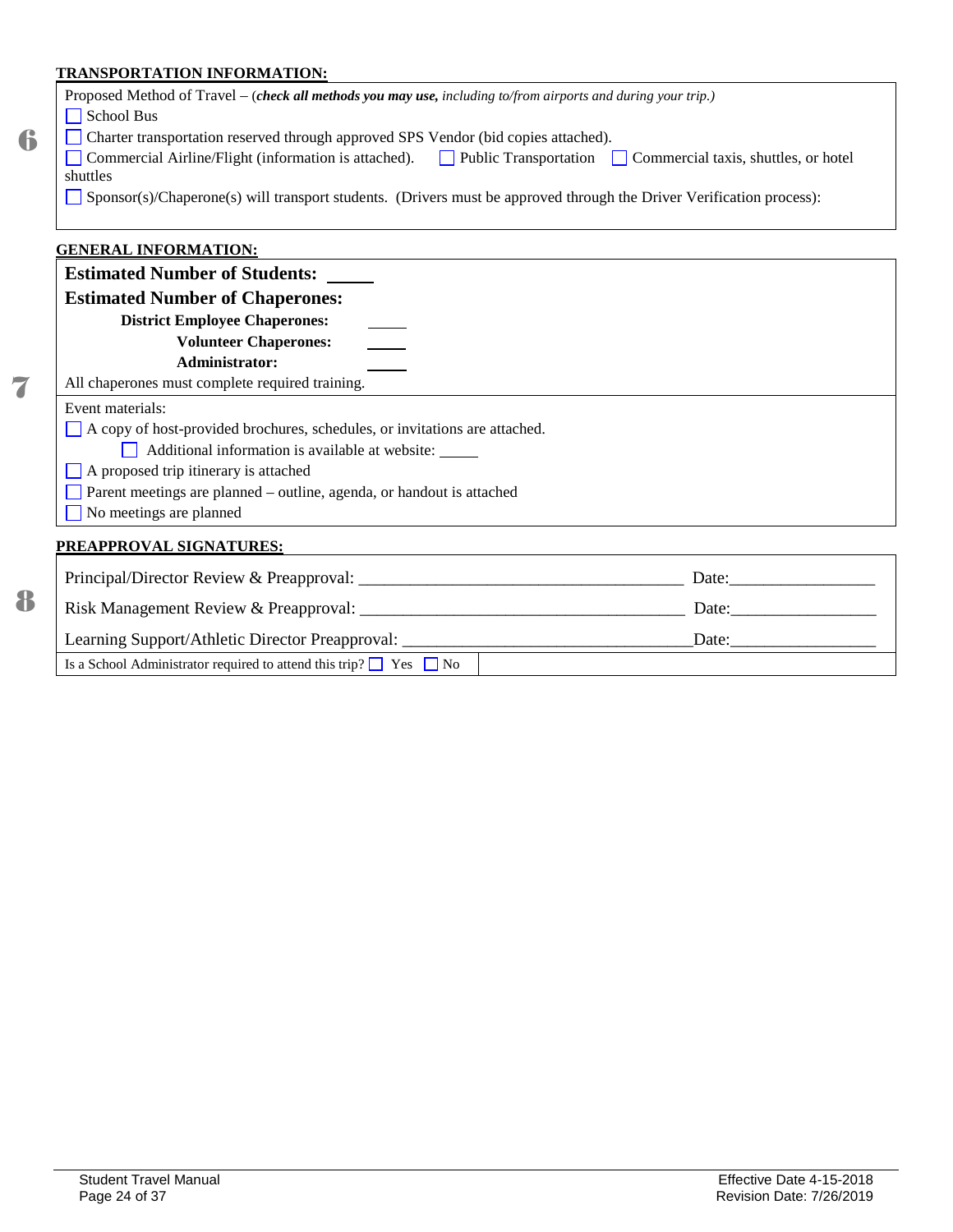**TRANSPORTATION INFORMATION:**

6

Proposed Method of Travel – (***check all methods you may use,*** *including to/from airports and during your trip.)*

☐ School Bus

☐ Charter transportation reserved through approved SPS Vendor (bid copies attached).

☐ Commercial Airline/Flight (information is attached). ☐ Public Transportation ☐ Commercial taxis, shuttles, or hotel shuttles

☐ Sponsor(s)/Chaperone(s) will transport students. (Drivers must be approved through the Driver Verification process):

**GENERAL INFORMATION:**

7

**Estimated Number of Students:** _____

**Estimated Number of Chaperones:**

**District Employee Chaperones:** _____

**Volunteer Chaperones:** _____

**Administrator:** _____

All chaperones must complete required training.

Event materials:

☐ A copy of host-provided brochures, schedules, or invitations are attached.

☐ Additional information is available at website: _____

☐ A proposed trip itinerary is attached

☐ Parent meetings are planned – outline, agenda, or handout is attached

☐ No meetings are planned

**PREAPPROVAL SIGNATURES:**

8

Principal/Director Review & Preapproval: ____________________________________ Date:________________

Risk Management Review & Preapproval: ____________________________________ Date:________________

Learning Support/Athletic Director Preapproval: ______________________________Date:________________

Is a School Administrator required to attend this trip? ☐ Yes ☐ No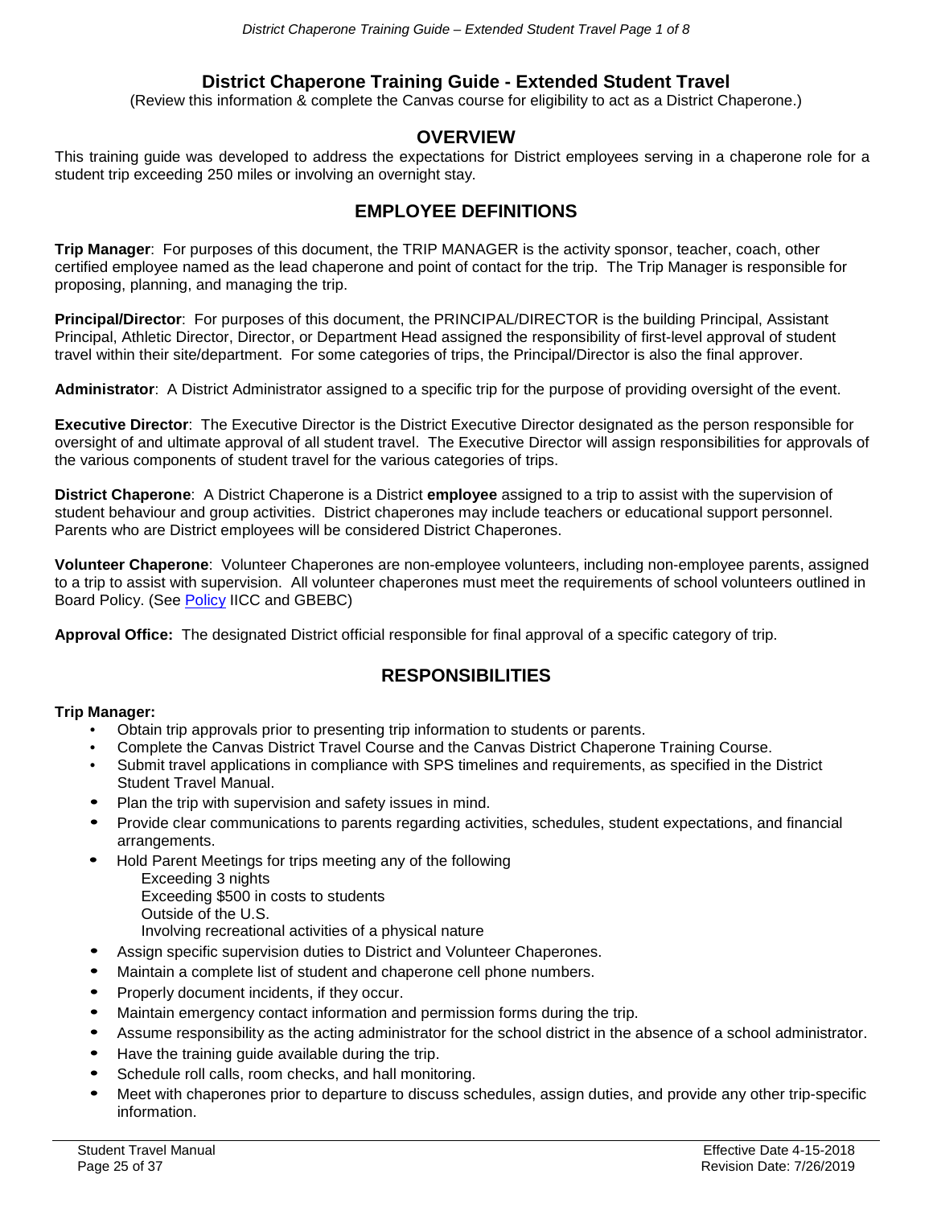# District Chaperone Training Guide - Extended Student Travel

(Review this information & complete the Canvas course for eligibility to act as a District Chaperone.)

## OVERVIEW

This training guide was developed to address the expectations for District employees serving in a chaperone role for a student trip exceeding 250 miles or involving an overnight stay.

## EMPLOYEE DEFINITIONS

**Trip Manager**: For purposes of this document, the TRIP MANAGER is the activity sponsor, teacher, coach, other certified employee named as the lead chaperone and point of contact for the trip. The Trip Manager is responsible for proposing, planning, and managing the trip.

**Principal/Director**: For purposes of this document, the PRINCIPAL/DIRECTOR is the building Principal, Assistant Principal, Athletic Director, Director, or Department Head assigned the responsibility of first-level approval of student travel within their site/department. For some categories of trips, the Principal/Director is also the final approver.

**Administrator**: A District Administrator assigned to a specific trip for the purpose of providing oversight of the event.

**Executive Director**: The Executive Director is the District Executive Director designated as the person responsible for oversight of and ultimate approval of all student travel. The Executive Director will assign responsibilities for approvals of the various components of student travel for the various categories of trips.

**District Chaperone**: A District Chaperone is a District **employee** assigned to a trip to assist with the supervision of student behaviour and group activities. District chaperones may include teachers or educational support personnel. Parents who are District employees will be considered District Chaperones.

**Volunteer Chaperone**: Volunteer Chaperones are non-employee volunteers, including non-employee parents, assigned to a trip to assist with supervision. All volunteer chaperones must meet the requirements of school volunteers outlined in Board Policy. (See Policy IICC and GBEBC)

**Approval Office:** The designated District official responsible for final approval of a specific category of trip.

## RESPONSIBILITIES

**Trip Manager:**

- Obtain trip approvals prior to presenting trip information to students or parents.
- Complete the Canvas District Travel Course and the Canvas District Chaperone Training Course.
- Submit travel applications in compliance with SPS timelines and requirements, as specified in the District Student Travel Manual.
- Plan the trip with supervision and safety issues in mind.
- Provide clear communications to parents regarding activities, schedules, student expectations, and financial arrangements.
- Hold Parent Meetings for trips meeting any of the following
  - Exceeding 3 nights
  - Exceeding $500 in costs to students
  - Outside of the U.S.
  - Involving recreational activities of a physical nature
- Assign specific supervision duties to District and Volunteer Chaperones.
- Maintain a complete list of student and chaperone cell phone numbers.
- Properly document incidents, if they occur.
- Maintain emergency contact information and permission forms during the trip.
- Assume responsibility as the acting administrator for the school district in the absence of a school administrator.
- Have the training guide available during the trip.
- Schedule roll calls, room checks, and hall monitoring.
- Meet with chaperones prior to departure to discuss schedules, assign duties, and provide any other trip-specific information.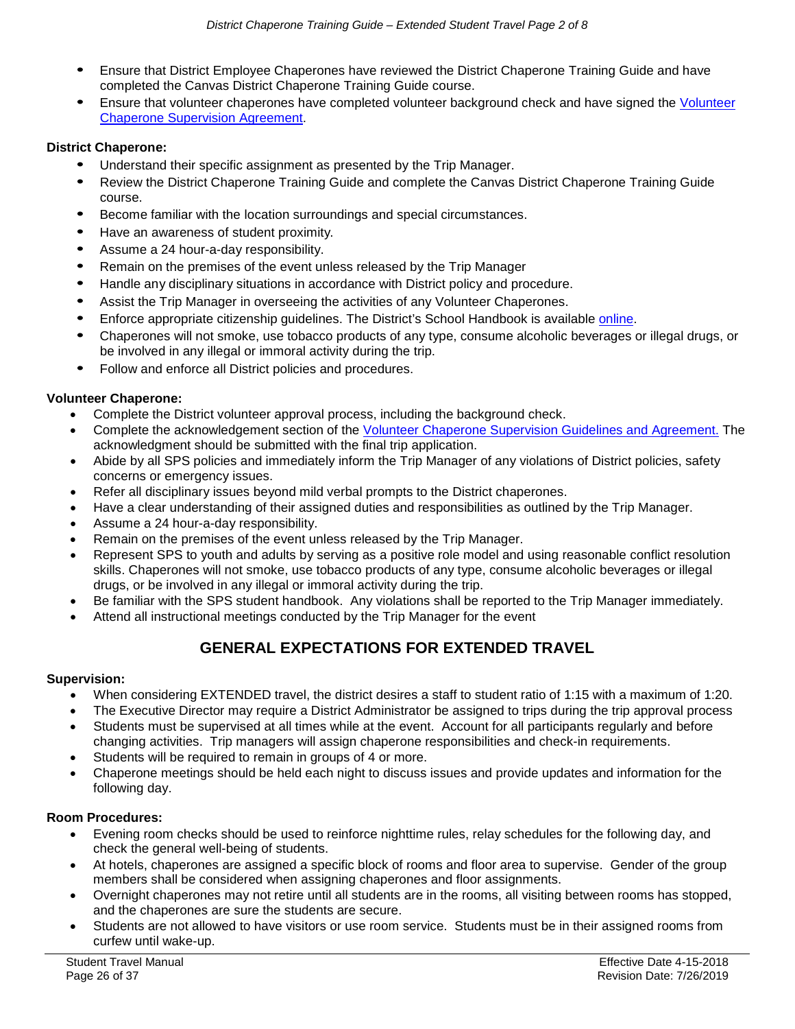- Ensure that District Employee Chaperones have reviewed the District Chaperone Training Guide and have completed the Canvas District Chaperone Training Guide course.
- Ensure that volunteer chaperones have completed volunteer background check and have signed the Volunteer Chaperone Supervision Agreement.

**District Chaperone:**

- Understand their specific assignment as presented by the Trip Manager.
- Review the District Chaperone Training Guide and complete the Canvas District Chaperone Training Guide course.
- Become familiar with the location surroundings and special circumstances.
- Have an awareness of student proximity.
- Assume a 24 hour-a-day responsibility.
- Remain on the premises of the event unless released by the Trip Manager
- Handle any disciplinary situations in accordance with District policy and procedure.
- Assist the Trip Manager in overseeing the activities of any Volunteer Chaperones.
- Enforce appropriate citizenship guidelines. The District's School Handbook is available online.
- Chaperones will not smoke, use tobacco products of any type, consume alcoholic beverages or illegal drugs, or be involved in any illegal or immoral activity during the trip.
- Follow and enforce all District policies and procedures.

**Volunteer Chaperone:**

- Complete the District volunteer approval process, including the background check.
- Complete the acknowledgement section of the Volunteer Chaperone Supervision Guidelines and Agreement. The acknowledgment should be submitted with the final trip application.
- Abide by all SPS policies and immediately inform the Trip Manager of any violations of District policies, safety concerns or emergency issues.
- Refer all disciplinary issues beyond mild verbal prompts to the District chaperones.
- Have a clear understanding of their assigned duties and responsibilities as outlined by the Trip Manager.
- Assume a 24 hour-a-day responsibility.
- Remain on the premises of the event unless released by the Trip Manager.
- Represent SPS to youth and adults by serving as a positive role model and using reasonable conflict resolution skills. Chaperones will not smoke, use tobacco products of any type, consume alcoholic beverages or illegal drugs, or be involved in any illegal or immoral activity during the trip.
- Be familiar with the SPS student handbook. Any violations shall be reported to the Trip Manager immediately.
- Attend all instructional meetings conducted by the Trip Manager for the event

## GENERAL EXPECTATIONS FOR EXTENDED TRAVEL

**Supervision:**

- When considering EXTENDED travel, the district desires a staff to student ratio of 1:15 with a maximum of 1:20.
- The Executive Director may require a District Administrator be assigned to trips during the trip approval process
- Students must be supervised at all times while at the event. Account for all participants regularly and before changing activities. Trip managers will assign chaperone responsibilities and check-in requirements.
- Students will be required to remain in groups of 4 or more.
- Chaperone meetings should be held each night to discuss issues and provide updates and information for the following day.

**Room Procedures:**

- Evening room checks should be used to reinforce nighttime rules, relay schedules for the following day, and check the general well-being of students.
- At hotels, chaperones are assigned a specific block of rooms and floor area to supervise. Gender of the group members shall be considered when assigning chaperones and floor assignments.
- Overnight chaperones may not retire until all students are in the rooms, all visiting between rooms has stopped, and the chaperones are sure the students are secure.
- Students are not allowed to have visitors or use room service. Students must be in their assigned rooms from curfew until wake-up.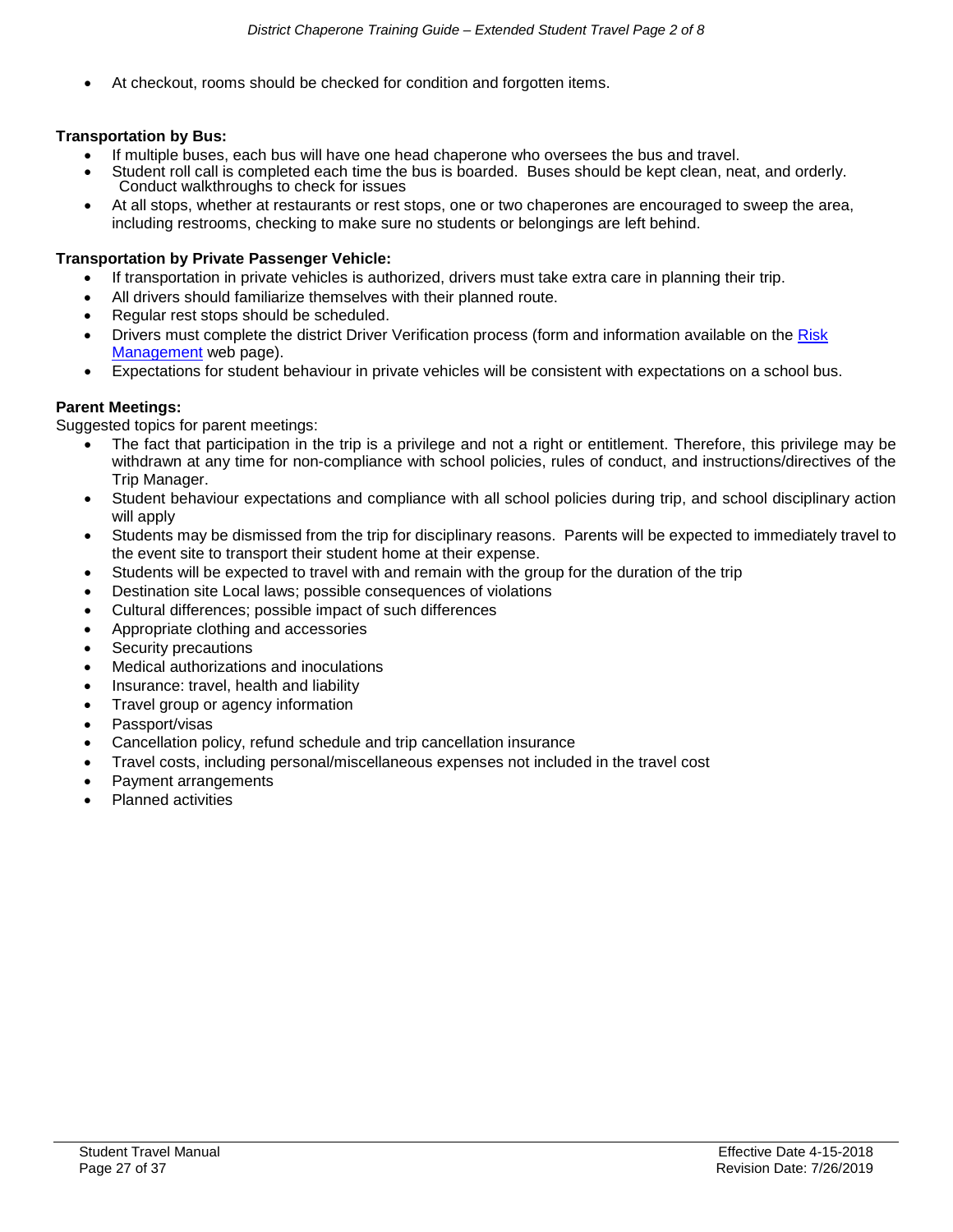- At checkout, rooms should be checked for condition and forgotten items.

**Transportation by Bus:**

- If multiple buses, each bus will have one head chaperone who oversees the bus and travel.
- Student roll call is completed each time the bus is boarded. Buses should be kept clean, neat, and orderly. Conduct walkthroughs to check for issues
- At all stops, whether at restaurants or rest stops, one or two chaperones are encouraged to sweep the area, including restrooms, checking to make sure no students or belongings are left behind.

**Transportation by Private Passenger Vehicle:**

- If transportation in private vehicles is authorized, drivers must take extra care in planning their trip.
- All drivers should familiarize themselves with their planned route.
- Regular rest stops should be scheduled.
- Drivers must complete the district Driver Verification process (form and information available on the Risk Management web page).
- Expectations for student behaviour in private vehicles will be consistent with expectations on a school bus.

**Parent Meetings:**

Suggested topics for parent meetings:

- The fact that participation in the trip is a privilege and not a right or entitlement. Therefore, this privilege may be withdrawn at any time for non-compliance with school policies, rules of conduct, and instructions/directives of the Trip Manager.
- Student behaviour expectations and compliance with all school policies during trip, and school disciplinary action will apply
- Students may be dismissed from the trip for disciplinary reasons. Parents will be expected to immediately travel to the event site to transport their student home at their expense.
- Students will be expected to travel with and remain with the group for the duration of the trip
- Destination site Local laws; possible consequences of violations
- Cultural differences; possible impact of such differences
- Appropriate clothing and accessories
- Security precautions
- Medical authorizations and inoculations
- Insurance: travel, health and liability
- Travel group or agency information
- Passport/visas
- Cancellation policy, refund schedule and trip cancellation insurance
- Travel costs, including personal/miscellaneous expenses not included in the travel cost
- Payment arrangements
- Planned activities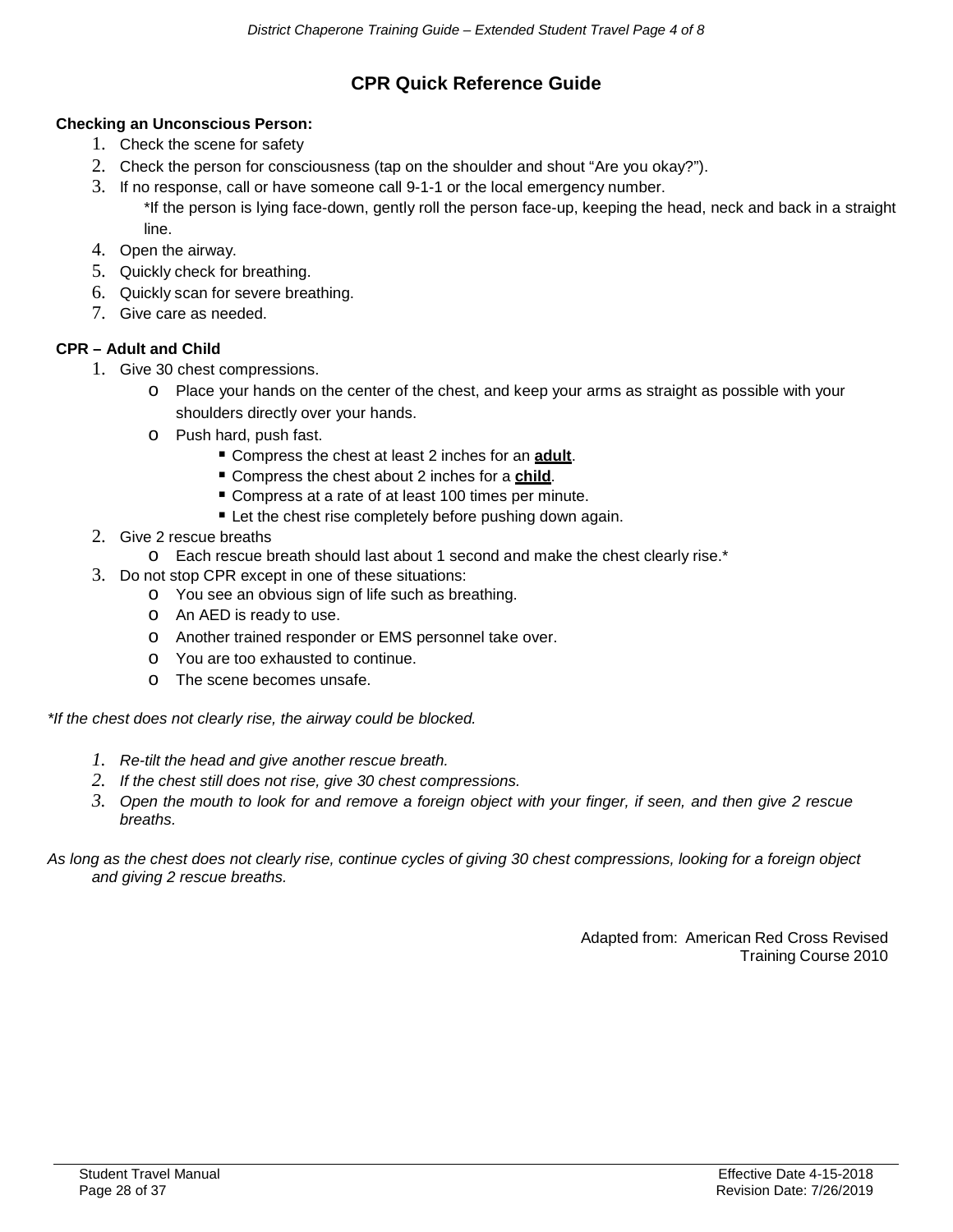# CPR Quick Reference Guide

**Checking an Unconscious Person:**

1. Check the scene for safety
2. Check the person for consciousness (tap on the shoulder and shout "Are you okay?").
3. If no response, call or have someone call 9-1-1 or the local emergency number.
   *If the person is lying face-down, gently roll the person face-up, keeping the head, neck and back in a straight line.
4. Open the airway.
5. Quickly check for breathing.
6. Quickly scan for severe breathing.
7. Give care as needed.

**CPR – Adult and Child**

1. Give 30 chest compressions.
   - Place your hands on the center of the chest, and keep your arms as straight as possible with your shoulders directly over your hands.
   - Push hard, push fast.
     - Compress the chest at least 2 inches for an **adult**.
     - Compress the chest about 2 inches for a **child**.
     - Compress at a rate of at least 100 times per minute.
     - Let the chest rise completely before pushing down again.
2. Give 2 rescue breaths
   - Each rescue breath should last about 1 second and make the chest clearly rise.*
3. Do not stop CPR except in one of these situations:
   - You see an obvious sign of life such as breathing.
   - An AED is ready to use.
   - Another trained responder or EMS personnel take over.
   - You are too exhausted to continue.
   - The scene becomes unsafe.

*\*If the chest does not clearly rise, the airway could be blocked.*

1. *Re-tilt the head and give another rescue breath.*
2. *If the chest still does not rise, give 30 chest compressions.*
3. *Open the mouth to look for and remove a foreign object with your finger, if seen, and then give 2 rescue breaths.*

*As long as the chest does not clearly rise, continue cycles of giving 30 chest compressions, looking for a foreign object and giving 2 rescue breaths.*

Adapted from: American Red Cross Revised Training Course 2010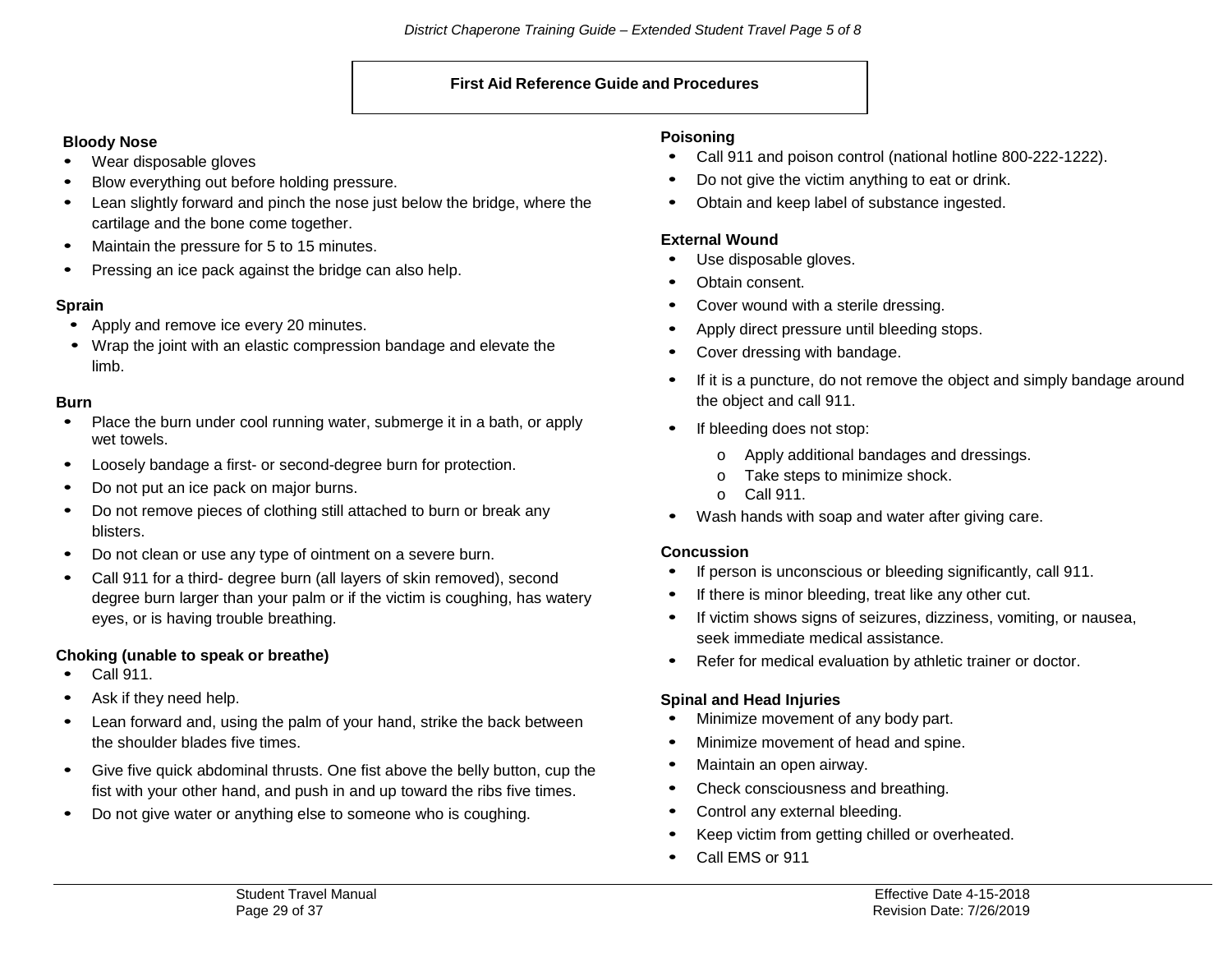# First Aid Reference Guide and Procedures

### Bloody Nose

- Wear disposable gloves
- Blow everything out before holding pressure.
- Lean slightly forward and pinch the nose just below the bridge, where the cartilage and the bone come together.
- Maintain the pressure for 5 to 15 minutes.
- Pressing an ice pack against the bridge can also help.

### Sprain

- Apply and remove ice every 20 minutes.
- Wrap the joint with an elastic compression bandage and elevate the limb.

### Burn

- Place the burn under cool running water, submerge it in a bath, or apply wet towels.
- Loosely bandage a first- or second-degree burn for protection.
- Do not put an ice pack on major burns.
- Do not remove pieces of clothing still attached to burn or break any blisters.
- Do not clean or use any type of ointment on a severe burn.
- Call 911 for a third- degree burn (all layers of skin removed), second degree burn larger than your palm or if the victim is coughing, has watery eyes, or is having trouble breathing.

### Choking (unable to speak or breathe)

- Call 911.
- Ask if they need help.
- Lean forward and, using the palm of your hand, strike the back between the shoulder blades five times.
- Give five quick abdominal thrusts. One fist above the belly button, cup the fist with your other hand, and push in and up toward the ribs five times.
- Do not give water or anything else to someone who is coughing.

### Poisoning

- Call 911 and poison control (national hotline 800-222-1222).
- Do not give the victim anything to eat or drink.
- Obtain and keep label of substance ingested.

### External Wound

- Use disposable gloves.
- Obtain consent.
- Cover wound with a sterile dressing.
- Apply direct pressure until bleeding stops.
- Cover dressing with bandage.
- If it is a puncture, do not remove the object and simply bandage around the object and call 911.
- If bleeding does not stop:
  - Apply additional bandages and dressings.
  - Take steps to minimize shock.
  - Call 911.
- Wash hands with soap and water after giving care.

### Concussion

- If person is unconscious or bleeding significantly, call 911.
- If there is minor bleeding, treat like any other cut.
- If victim shows signs of seizures, dizziness, vomiting, or nausea, seek immediate medical assistance.
- Refer for medical evaluation by athletic trainer or doctor.

### Spinal and Head Injuries

- Minimize movement of any body part.
- Minimize movement of head and spine.
- Maintain an open airway.
- Check consciousness and breathing.
- Control any external bleeding.
- Keep victim from getting chilled or overheated.
- Call EMS or 911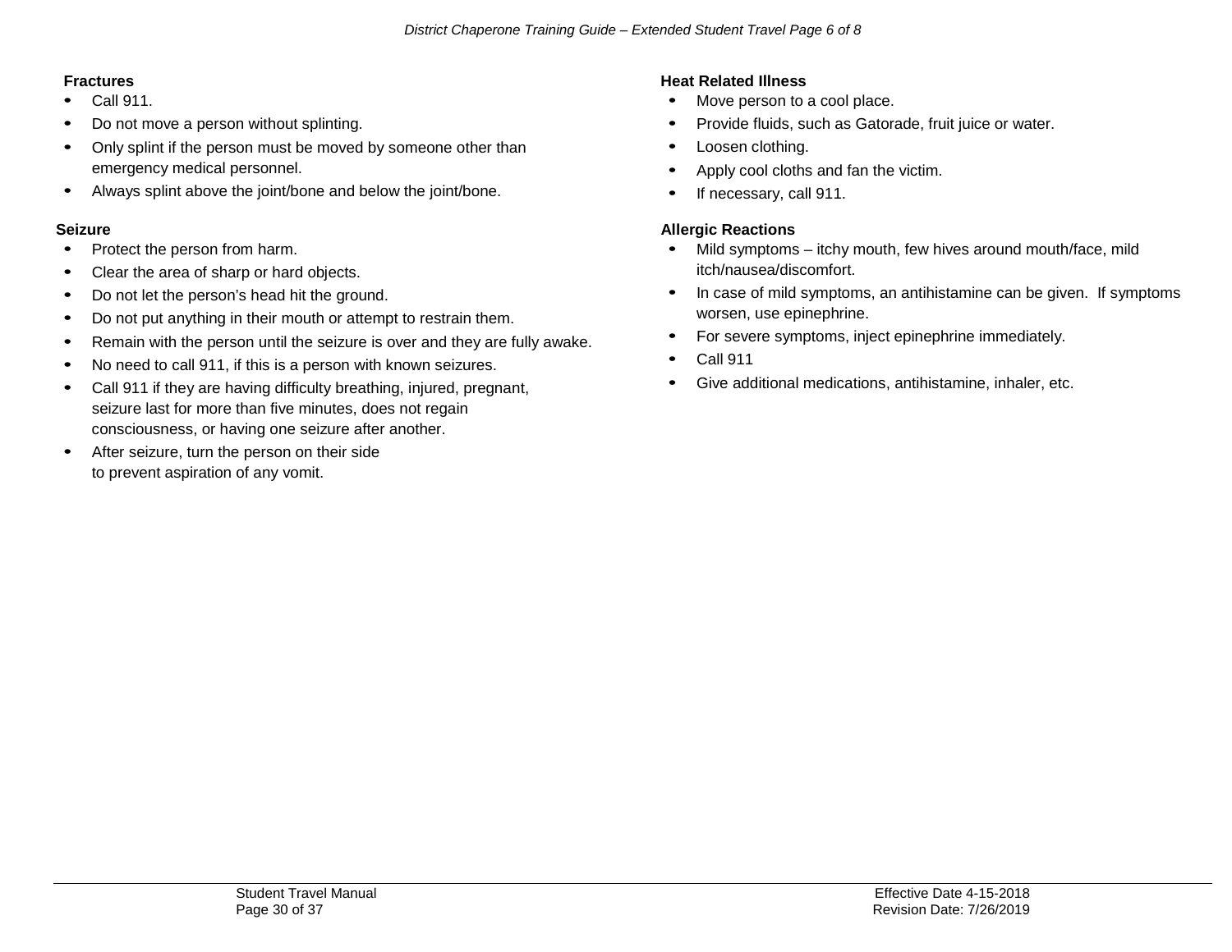**Fractures**

- Call 911.
- Do not move a person without splinting.
- Only splint if the person must be moved by someone other than emergency medical personnel.
- Always splint above the joint/bone and below the joint/bone.

**Seizure**

- Protect the person from harm.
- Clear the area of sharp or hard objects.
- Do not let the person's head hit the ground.
- Do not put anything in their mouth or attempt to restrain them.
- Remain with the person until the seizure is over and they are fully awake.
- No need to call 911, if this is a person with known seizures.
- Call 911 if they are having difficulty breathing, injured, pregnant, seizure last for more than five minutes, does not regain consciousness, or having one seizure after another.
- After seizure, turn the person on their side to prevent aspiration of any vomit.

**Heat Related Illness**

- Move person to a cool place.
- Provide fluids, such as Gatorade, fruit juice or water.
- Loosen clothing.
- Apply cool cloths and fan the victim.
- If necessary, call 911.

**Allergic Reactions**

- Mild symptoms – itchy mouth, few hives around mouth/face, mild itch/nausea/discomfort.
- In case of mild symptoms, an antihistamine can be given. If symptoms worsen, use epinephrine.
- For severe symptoms, inject epinephrine immediately.
- Call 911
- Give additional medications, antihistamine, inhaler, etc.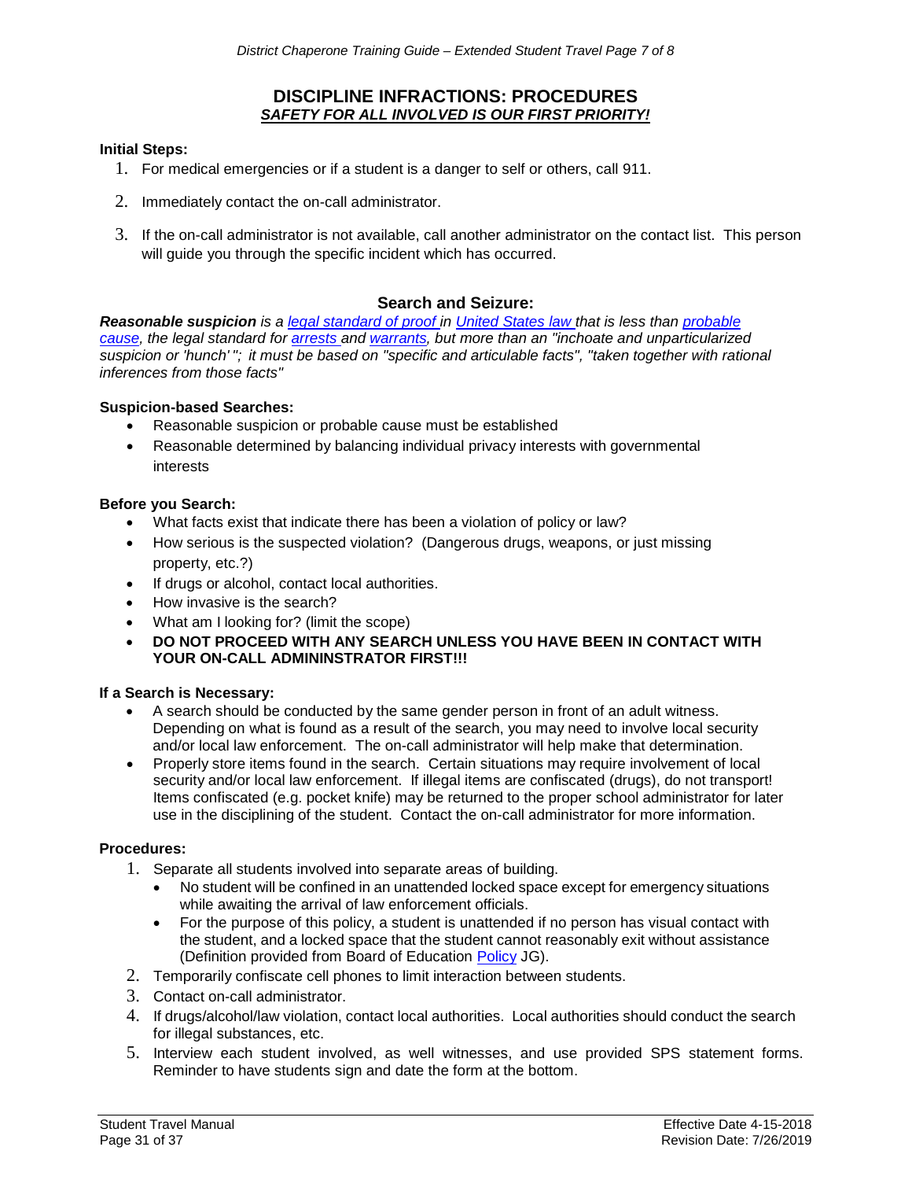## DISCIPLINE INFRACTIONS: PROCEDURES

***SAFETY FOR ALL INVOLVED IS OUR FIRST PRIORITY!***

**Initial Steps:**

1. For medical emergencies or if a student is a danger to self or others, call 911.
2. Immediately contact the on-call administrator.
3. If the on-call administrator is not available, call another administrator on the contact list. This person will guide you through the specific incident which has occurred.

### Search and Seizure:

***Reasonable suspicion*** *is a legal standard of proof in United States law that is less than probable cause, the legal standard for arrests and warrants, but more than an "inchoate and unparticularized suspicion or 'hunch' "; it must be based on "specific and articulable facts", "taken together with rational inferences from those facts"*

**Suspicion-based Searches:**

- Reasonable suspicion or probable cause must be established
- Reasonable determined by balancing individual privacy interests with governmental interests

**Before you Search:**

- What facts exist that indicate there has been a violation of policy or law?
- How serious is the suspected violation? (Dangerous drugs, weapons, or just missing property, etc.?)
- If drugs or alcohol, contact local authorities.
- How invasive is the search?
- What am I looking for? (limit the scope)
- **DO NOT PROCEED WITH ANY SEARCH UNLESS YOU HAVE BEEN IN CONTACT WITH YOUR ON-CALL ADMININSTRATOR FIRST!!!**

**If a Search is Necessary:**

- A search should be conducted by the same gender person in front of an adult witness. Depending on what is found as a result of the search, you may need to involve local security and/or local law enforcement. The on-call administrator will help make that determination.
- Properly store items found in the search. Certain situations may require involvement of local security and/or local law enforcement. If illegal items are confiscated (drugs), do not transport! Items confiscated (e.g. pocket knife) may be returned to the proper school administrator for later use in the disciplining of the student. Contact the on-call administrator for more information.

**Procedures:**

1. Separate all students involved into separate areas of building.
   - No student will be confined in an unattended locked space except for emergency situations while awaiting the arrival of law enforcement officials.
   - For the purpose of this policy, a student is unattended if no person has visual contact with the student, and a locked space that the student cannot reasonably exit without assistance (Definition provided from Board of Education Policy JG).
2. Temporarily confiscate cell phones to limit interaction between students.
3. Contact on-call administrator.
4. If drugs/alcohol/law violation, contact local authorities. Local authorities should conduct the search for illegal substances, etc.
5. Interview each student involved, as well witnesses, and use provided SPS statement forms. Reminder to have students sign and date the form at the bottom.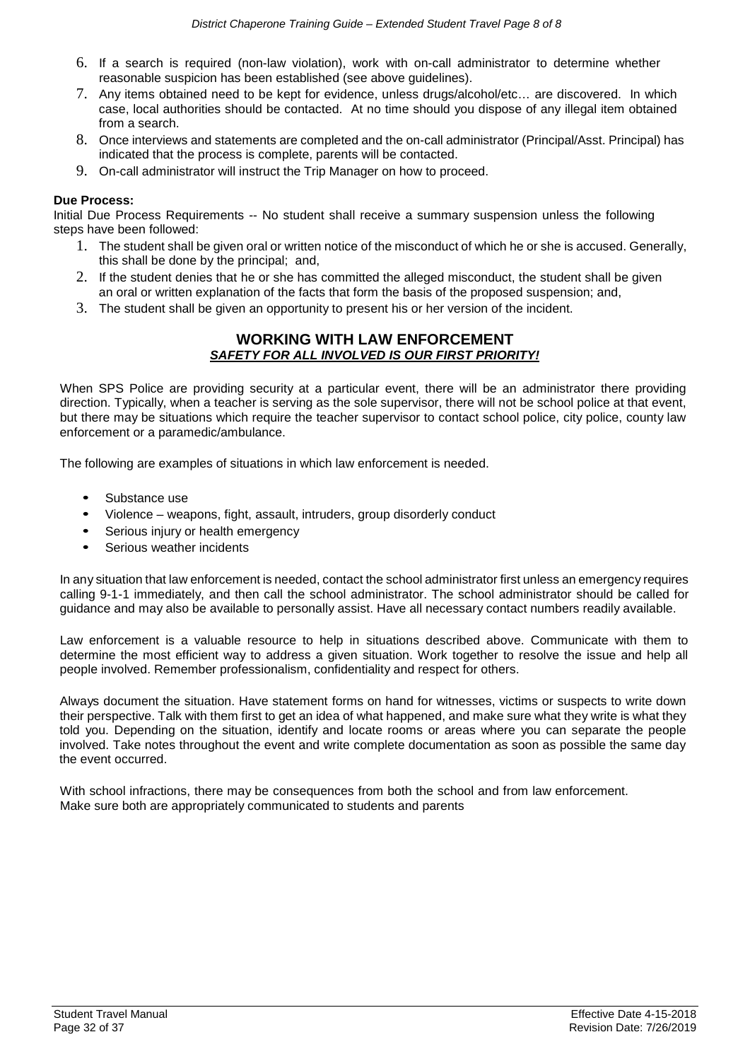6. If a search is required (non-law violation), work with on-call administrator to determine whether reasonable suspicion has been established (see above guidelines).
7. Any items obtained need to be kept for evidence, unless drugs/alcohol/etc… are discovered. In which case, local authorities should be contacted. At no time should you dispose of any illegal item obtained from a search.
8. Once interviews and statements are completed and the on-call administrator (Principal/Asst. Principal) has indicated that the process is complete, parents will be contacted.
9. On-call administrator will instruct the Trip Manager on how to proceed.

**Due Process:**

Initial Due Process Requirements -- No student shall receive a summary suspension unless the following steps have been followed:

1. The student shall be given oral or written notice of the misconduct of which he or she is accused. Generally, this shall be done by the principal; and,
2. If the student denies that he or she has committed the alleged misconduct, the student shall be given an oral or written explanation of the facts that form the basis of the proposed suspension; and,
3. The student shall be given an opportunity to present his or her version of the incident.

## WORKING WITH LAW ENFORCEMENT

***SAFETY FOR ALL INVOLVED IS OUR FIRST PRIORITY!***

When SPS Police are providing security at a particular event, there will be an administrator there providing direction. Typically, when a teacher is serving as the sole supervisor, there will not be school police at that event, but there may be situations which require the teacher supervisor to contact school police, city police, county law enforcement or a paramedic/ambulance.

The following are examples of situations in which law enforcement is needed.

- Substance use
- Violence – weapons, fight, assault, intruders, group disorderly conduct
- Serious injury or health emergency
- Serious weather incidents

In any situation that law enforcement is needed, contact the school administrator first unless an emergency requires calling 9-1-1 immediately, and then call the school administrator. The school administrator should be called for guidance and may also be available to personally assist. Have all necessary contact numbers readily available.

Law enforcement is a valuable resource to help in situations described above. Communicate with them to determine the most efficient way to address a given situation. Work together to resolve the issue and help all people involved. Remember professionalism, confidentiality and respect for others.

Always document the situation. Have statement forms on hand for witnesses, victims or suspects to write down their perspective. Talk with them first to get an idea of what happened, and make sure what they write is what they told you. Depending on the situation, identify and locate rooms or areas where you can separate the people involved. Take notes throughout the event and write complete documentation as soon as possible the same day the event occurred.

With school infractions, there may be consequences from both the school and from law enforcement. Make sure both are appropriately communicated to students and parents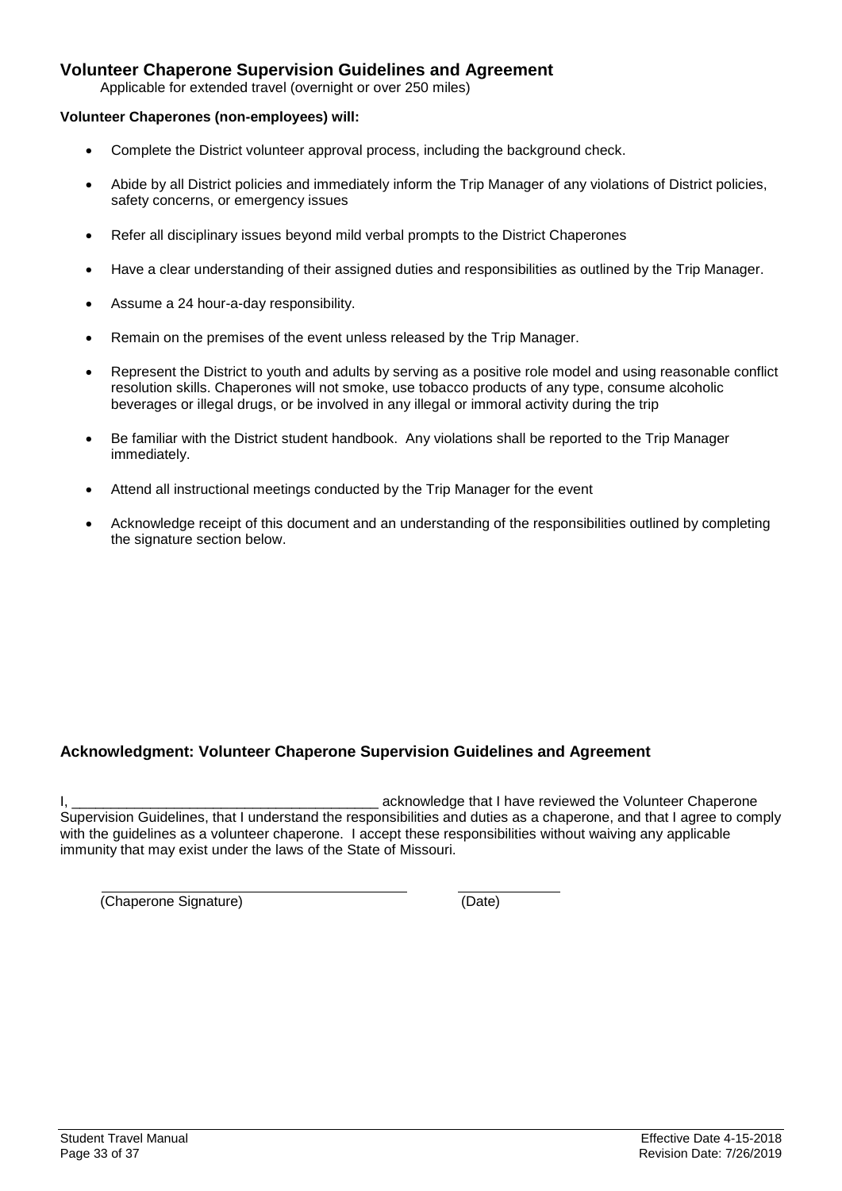## Volunteer Chaperone Supervision Guidelines and Agreement

Applicable for extended travel (overnight or over 250 miles)

**Volunteer Chaperones (non-employees) will:**

- Complete the District volunteer approval process, including the background check.
- Abide by all District policies and immediately inform the Trip Manager of any violations of District policies, safety concerns, or emergency issues
- Refer all disciplinary issues beyond mild verbal prompts to the District Chaperones
- Have a clear understanding of their assigned duties and responsibilities as outlined by the Trip Manager.
- Assume a 24 hour-a-day responsibility.
- Remain on the premises of the event unless released by the Trip Manager.
- Represent the District to youth and adults by serving as a positive role model and using reasonable conflict resolution skills. Chaperones will not smoke, use tobacco products of any type, consume alcoholic beverages or illegal drugs, or be involved in any illegal or immoral activity during the trip
- Be familiar with the District student handbook. Any violations shall be reported to the Trip Manager immediately.
- Attend all instructional meetings conducted by the Trip Manager for the event
- Acknowledge receipt of this document and an understanding of the responsibilities outlined by completing the signature section below.

### Acknowledgment: Volunteer Chaperone Supervision Guidelines and Agreement

I, ______________________________________ acknowledge that I have reviewed the Volunteer Chaperone Supervision Guidelines, that I understand the responsibilities and duties as a chaperone, and that I agree to comply with the guidelines as a volunteer chaperone. I accept these responsibilities without waiving any applicable immunity that may exist under the laws of the State of Missouri.

________________________________________ ____________

(Chaperone Signature) (Date)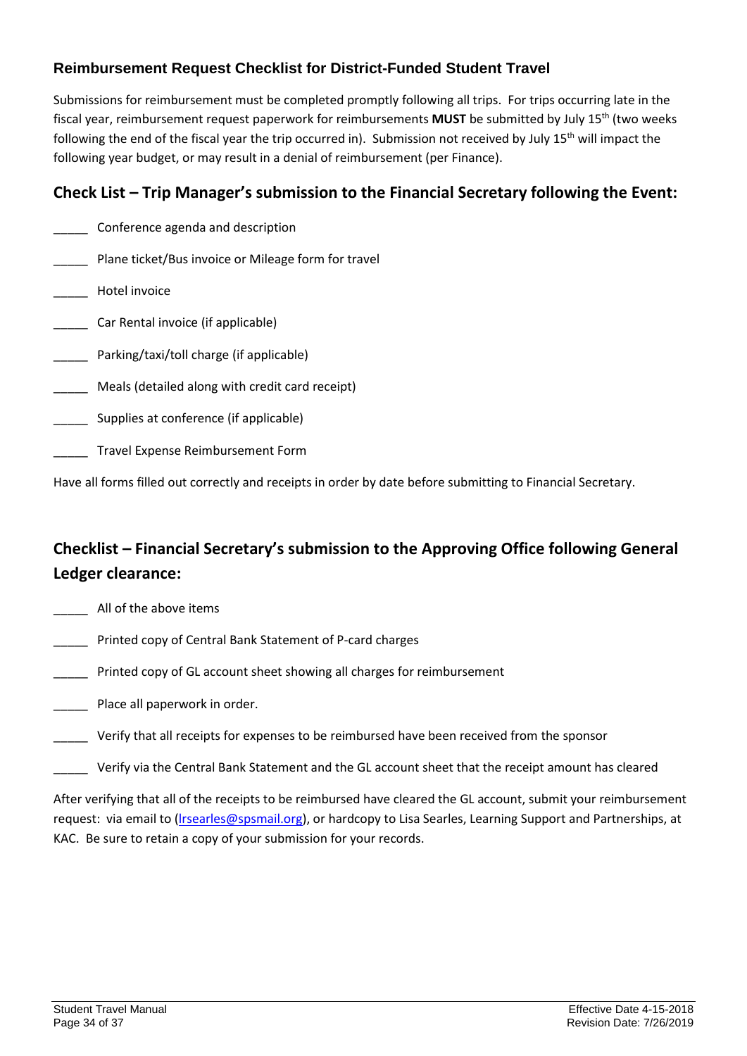### Reimbursement Request Checklist for District-Funded Student Travel

Submissions for reimbursement must be completed promptly following all trips. For trips occurring late in the fiscal year, reimbursement request paperwork for reimbursements **MUST** be submitted by July 15th (two weeks following the end of the fiscal year the trip occurred in). Submission not received by July 15th will impact the following year budget, or may result in a denial of reimbursement (per Finance).

## Check List – Trip Manager's submission to the Financial Secretary following the Event:

_____ Conference agenda and description

_____ Plane ticket/Bus invoice or Mileage form for travel

_____ Hotel invoice

_____ Car Rental invoice (if applicable)

_____ Parking/taxi/toll charge (if applicable)

_____ Meals (detailed along with credit card receipt)

_____ Supplies at conference (if applicable)

_____ Travel Expense Reimbursement Form

Have all forms filled out correctly and receipts in order by date before submitting to Financial Secretary.

## Checklist – Financial Secretary's submission to the Approving Office following General Ledger clearance:

_____ All of the above items

_____ Printed copy of Central Bank Statement of P-card charges

_____ Printed copy of GL account sheet showing all charges for reimbursement

_____ Place all paperwork in order.

_____ Verify that all receipts for expenses to be reimbursed have been received from the sponsor

_____ Verify via the Central Bank Statement and the GL account sheet that the receipt amount has cleared

After verifying that all of the receipts to be reimbursed have cleared the GL account, submit your reimbursement request: via email to (lrsearles@spsmail.org), or hardcopy to Lisa Searles, Learning Support and Partnerships, at KAC. Be sure to retain a copy of your submission for your records.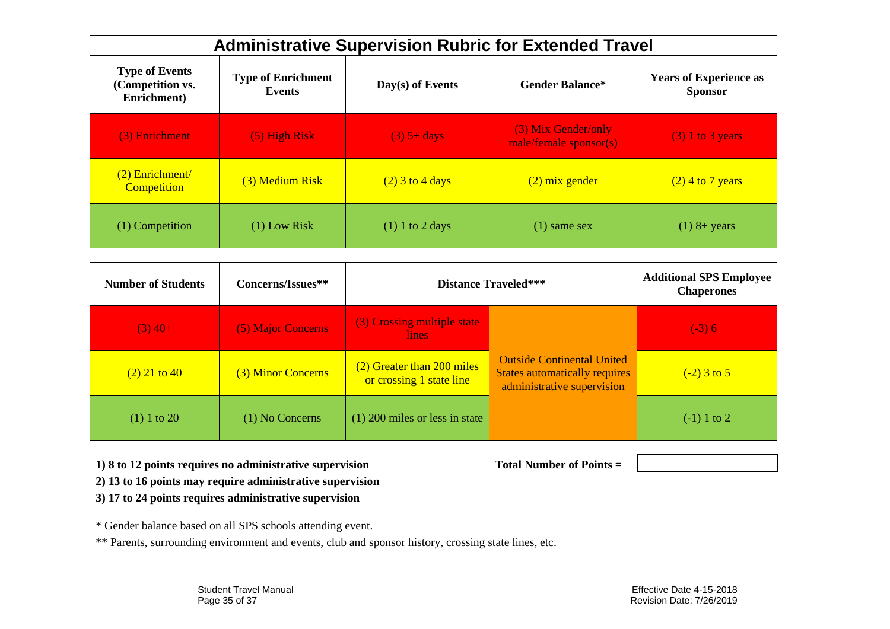# Administrative Supervision Rubric for Extended Travel

| Type of Events (Competition vs. Enrichment) | Type of Enrichment Events | Day(s) of Events | Gender Balance* | Years of Experience as Sponsor |
|---|---|---|---|---|
| (3) Enrichment | (5) High Risk | (3) 5+ days | (3) Mix Gender/only male/female sponsor(s) | (3) 1 to 3 years |
| (2) Enrichment/ Competition | (3) Medium Risk | (2) 3 to 4 days | (2) mix gender | (2) 4 to 7 years |
| (1) Competition | (1) Low Risk | (1) 1 to 2 days | (1) same sex | (1) 8+ years |

| Number of Students | Concerns/Issues** | Distance Traveled*** | | Additional SPS Employee Chaperones |
|---|---|---|---|---|
| (3) 40+ | (5) Major Concerns | (3) Crossing multiple state lines | Outside Continental United States automatically requires administrative supervision | (-3) 6+ |
| (2) 21 to 40 | (3) Minor Concerns | (2) Greater than 200 miles or crossing 1 state line | | (-2) 3 to 5 |
| (1) 1 to 20 | (1) No Concerns | (1) 200 miles or less in state | | (-1) 1 to 2 |

**1) 8 to 12 points requires no administrative supervision**

**2) 13 to 16 points may require administrative supervision**

**3) 17 to 24 points requires administrative supervision**

**Total Number of Points =**

* Gender balance based on all SPS schools attending event.

** Parents, surrounding environment and events, club and sponsor history, crossing state lines, etc.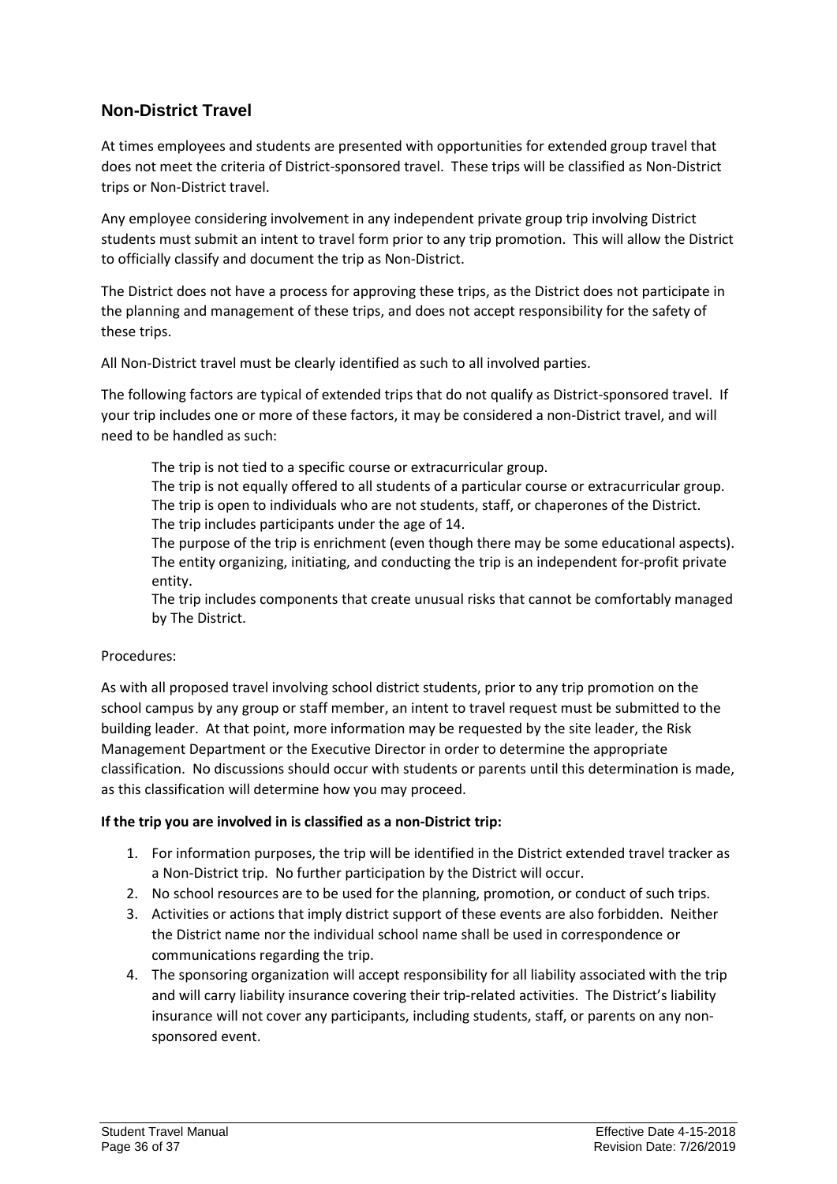## Non-District Travel

At times employees and students are presented with opportunities for extended group travel that does not meet the criteria of District-sponsored travel. These trips will be classified as Non-District trips or Non-District travel.

Any employee considering involvement in any independent private group trip involving District students must submit an intent to travel form prior to any trip promotion. This will allow the District to officially classify and document the trip as Non-District.

The District does not have a process for approving these trips, as the District does not participate in the planning and management of these trips, and does not accept responsibility for the safety of these trips.

All Non-District travel must be clearly identified as such to all involved parties.

The following factors are typical of extended trips that do not qualify as District-sponsored travel. If your trip includes one or more of these factors, it may be considered a non-District travel, and will need to be handled as such:

- The trip is not tied to a specific course or extracurricular group.
- The trip is not equally offered to all students of a particular course or extracurricular group.
- The trip is open to individuals who are not students, staff, or chaperones of the District.
- The trip includes participants under the age of 14.
- The purpose of the trip is enrichment (even though there may be some educational aspects).
- The entity organizing, initiating, and conducting the trip is an independent for-profit private entity.
- The trip includes components that create unusual risks that cannot be comfortably managed by The District.

Procedures:

As with all proposed travel involving school district students, prior to any trip promotion on the school campus by any group or staff member, an intent to travel request must be submitted to the building leader. At that point, more information may be requested by the site leader, the Risk Management Department or the Executive Director in order to determine the appropriate classification. No discussions should occur with students or parents until this determination is made, as this classification will determine how you may proceed.

**If the trip you are involved in is classified as a non-District trip:**

1. For information purposes, the trip will be identified in the District extended travel tracker as a Non-District trip. No further participation by the District will occur.
2. No school resources are to be used for the planning, promotion, or conduct of such trips.
3. Activities or actions that imply district support of these events are also forbidden. Neither the District name nor the individual school name shall be used in correspondence or communications regarding the trip.
4. The sponsoring organization will accept responsibility for all liability associated with the trip and will carry liability insurance covering their trip-related activities. The District's liability insurance will not cover any participants, including students, staff, or parents on any non-sponsored event.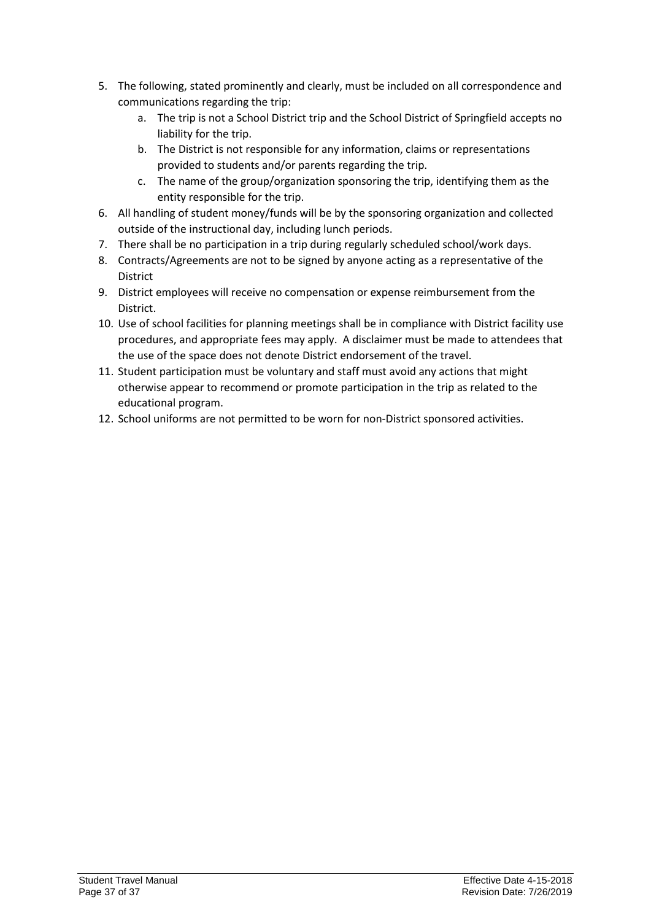5. The following, stated prominently and clearly, must be included on all correspondence and communications regarding the trip:
   a. The trip is not a School District trip and the School District of Springfield accepts no liability for the trip.
   b. The District is not responsible for any information, claims or representations provided to students and/or parents regarding the trip.
   c. The name of the group/organization sponsoring the trip, identifying them as the entity responsible for the trip.
6. All handling of student money/funds will be by the sponsoring organization and collected outside of the instructional day, including lunch periods.
7. There shall be no participation in a trip during regularly scheduled school/work days.
8. Contracts/Agreements are not to be signed by anyone acting as a representative of the District
9. District employees will receive no compensation or expense reimbursement from the District.
10. Use of school facilities for planning meetings shall be in compliance with District facility use procedures, and appropriate fees may apply. A disclaimer must be made to attendees that the use of the space does not denote District endorsement of the travel.
11. Student participation must be voluntary and staff must avoid any actions that might otherwise appear to recommend or promote participation in the trip as related to the educational program.
12. School uniforms are not permitted to be worn for non-District sponsored activities.